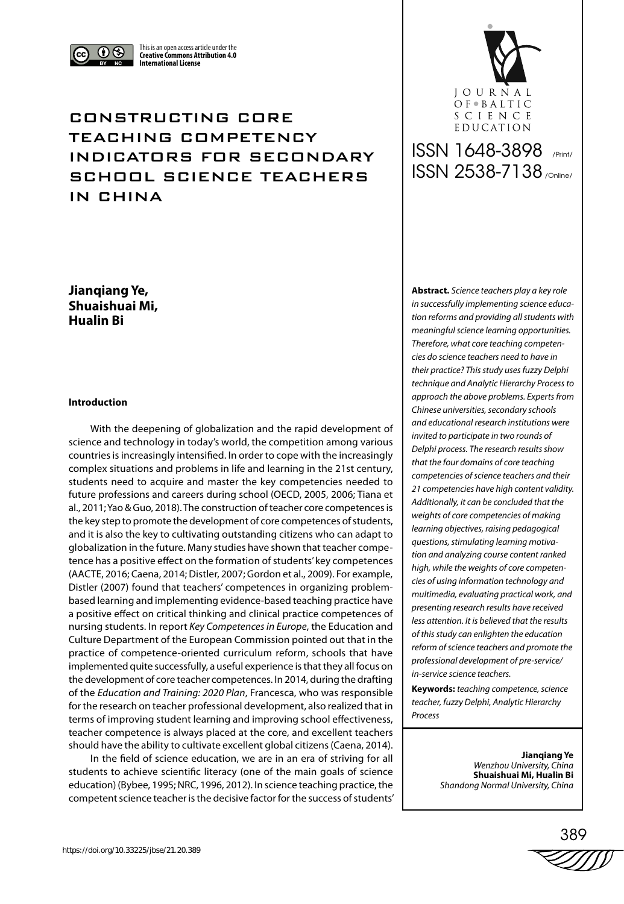This is an open access article under the **Creative Commons Attribution 4.0 International License**

# CONSTRUCTING CORE TEACHING COMPETENCY INDICATORS FOR SECONDARY SCHOOL SCIENCE TEACHERS IN CHINA

JOURNAL OF BALTIC SCIENCE EDUCATION

ISSN 1648-3898 /Print/
ISSN 2538-7138 /Online/

**Jianqiang Ye, Shuaishuai Mi, Hualin Bi**

**Abstract.** *Science teachers play a key role in successfully implementing science education reforms and providing all students with meaningful science learning opportunities. Therefore, what core teaching competencies do science teachers need to have in their practice? This study uses fuzzy Delphi technique and Analytic Hierarchy Process to approach the above problems. Experts from Chinese universities, secondary schools and educational research institutions were invited to participate in two rounds of Delphi process. The research results show that the four domains of core teaching competencies of science teachers and their 21 competencies have high content validity. Additionally, it can be concluded that the weights of core competencies of making learning objectives, raising pedagogical questions, stimulating learning motivation and analyzing course content ranked high, while the weights of core competencies of using information technology and multimedia, evaluating practical work, and presenting research results have received less attention. It is believed that the results of this study can enlighten the education reform of science teachers and promote the professional development of pre-service/in-service science teachers.*

**Keywords:** *teaching competence, science teacher, fuzzy Delphi, Analytic Hierarchy Process*

**Jianqiang Ye**
*Wenzhou University, China*
**Shuaishuai Mi, Hualin Bi**
*Shandong Normal University, China*

## Introduction

With the deepening of globalization and the rapid development of science and technology in today's world, the competition among various countries is increasingly intensified. In order to cope with the increasingly complex situations and problems in life and learning in the 21st century, students need to acquire and master the key competencies needed to future professions and careers during school (OECD, 2005, 2006; Tiana et al., 2011; Yao & Guo, 2018). The construction of teacher core competences is the key step to promote the development of core competences of students, and it is also the key to cultivating outstanding citizens who can adapt to globalization in the future. Many studies have shown that teacher competence has a positive effect on the formation of students' key competences (AACTE, 2016; Caena, 2014; Distler, 2007; Gordon et al., 2009). For example, Distler (2007) found that teachers' competences in organizing problem-based learning and implementing evidence-based teaching practice have a positive effect on critical thinking and clinical practice competences of nursing students. In report *Key Competences in Europe*, the Education and Culture Department of the European Commission pointed out that in the practice of competence-oriented curriculum reform, schools that have implemented quite successfully, a useful experience is that they all focus on the development of core teacher competences. In 2014, during the drafting of the *Education and Training: 2020 Plan*, Francesca, who was responsible for the research on teacher professional development, also realized that in terms of improving student learning and improving school effectiveness, teacher competence is always placed at the core, and excellent teachers should have the ability to cultivate excellent global citizens (Caena, 2014).

In the field of science education, we are in an era of striving for all students to achieve scientific literacy (one of the main goals of science education) (Bybee, 1995; NRC, 1996, 2012). In science teaching practice, the competent science teacher is the decisive factor for the success of students'

https://doi.org/10.33225/jbse/21.20.389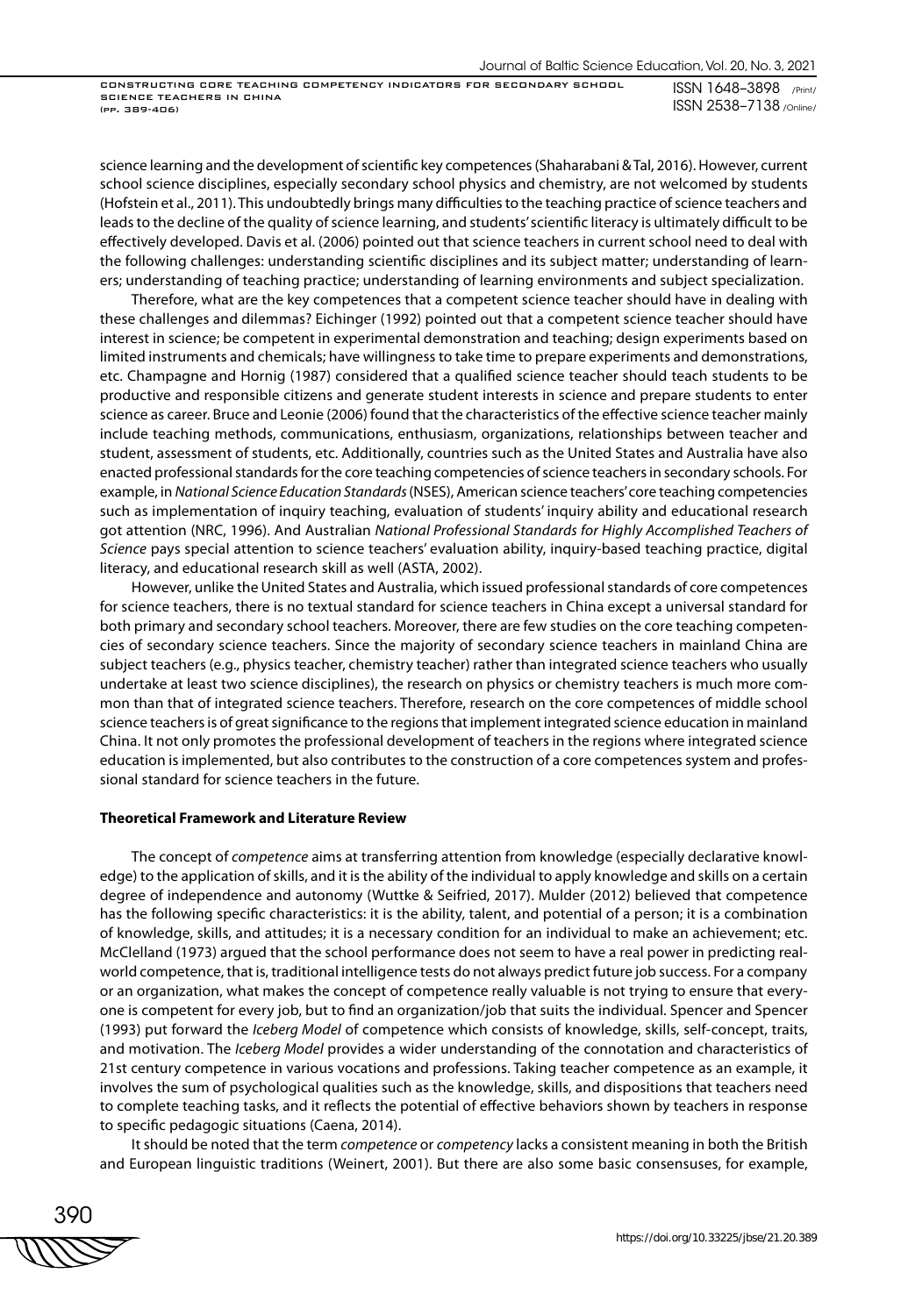science learning and the development of scientific key competences (Shaharabani & Tal, 2016). However, current school science disciplines, especially secondary school physics and chemistry, are not welcomed by students (Hofstein et al., 2011). This undoubtedly brings many difficulties to the teaching practice of science teachers and leads to the decline of the quality of science learning, and students' scientific literacy is ultimately difficult to be effectively developed. Davis et al. (2006) pointed out that science teachers in current school need to deal with the following challenges: understanding scientific disciplines and its subject matter; understanding of learners; understanding of teaching practice; understanding of learning environments and subject specialization.

Therefore, what are the key competences that a competent science teacher should have in dealing with these challenges and dilemmas? Eichinger (1992) pointed out that a competent science teacher should have interest in science; be competent in experimental demonstration and teaching; design experiments based on limited instruments and chemicals; have willingness to take time to prepare experiments and demonstrations, etc. Champagne and Hornig (1987) considered that a qualified science teacher should teach students to be productive and responsible citizens and generate student interests in science and prepare students to enter science as career. Bruce and Leonie (2006) found that the characteristics of the effective science teacher mainly include teaching methods, communications, enthusiasm, organizations, relationships between teacher and student, assessment of students, etc. Additionally, countries such as the United States and Australia have also enacted professional standards for the core teaching competencies of science teachers in secondary schools. For example, in *National Science Education Standards* (NSES), American science teachers' core teaching competencies such as implementation of inquiry teaching, evaluation of students' inquiry ability and educational research got attention (NRC, 1996). And Australian *National Professional Standards for Highly Accomplished Teachers of Science* pays special attention to science teachers' evaluation ability, inquiry-based teaching practice, digital literacy, and educational research skill as well (ASTA, 2002).

However, unlike the United States and Australia, which issued professional standards of core competences for science teachers, there is no textual standard for science teachers in China except a universal standard for both primary and secondary school teachers. Moreover, there are few studies on the core teaching competencies of secondary science teachers. Since the majority of secondary science teachers in mainland China are subject teachers (e.g., physics teacher, chemistry teacher) rather than integrated science teachers who usually undertake at least two science disciplines), the research on physics or chemistry teachers is much more common than that of integrated science teachers. Therefore, research on the core competences of middle school science teachers is of great significance to the regions that implement integrated science education in mainland China. It not only promotes the professional development of teachers in the regions where integrated science education is implemented, but also contributes to the construction of a core competences system and professional standard for science teachers in the future.

## Theoretical Framework and Literature Review

The concept of *competence* aims at transferring attention from knowledge (especially declarative knowledge) to the application of skills, and it is the ability of the individual to apply knowledge and skills on a certain degree of independence and autonomy (Wuttke & Seifried, 2017). Mulder (2012) believed that competence has the following specific characteristics: it is the ability, talent, and potential of a person; it is a combination of knowledge, skills, and attitudes; it is a necessary condition for an individual to make an achievement; etc. McClelland (1973) argued that the school performance does not seem to have a real power in predicting real-world competence, that is, traditional intelligence tests do not always predict future job success. For a company or an organization, what makes the concept of competence really valuable is not trying to ensure that everyone is competent for every job, but to find an organization/job that suits the individual. Spencer and Spencer (1993) put forward the *Iceberg Model* of competence which consists of knowledge, skills, self-concept, traits, and motivation. The *Iceberg Model* provides a wider understanding of the connotation and characteristics of 21st century competence in various vocations and professions. Taking teacher competence as an example, it involves the sum of psychological qualities such as the knowledge, skills, and dispositions that teachers need to complete teaching tasks, and it reflects the potential of effective behaviors shown by teachers in response to specific pedagogic situations (Caena, 2014).

It should be noted that the term *competence* or *competency* lacks a consistent meaning in both the British and European linguistic traditions (Weinert, 2001). But there are also some basic consensuses, for example,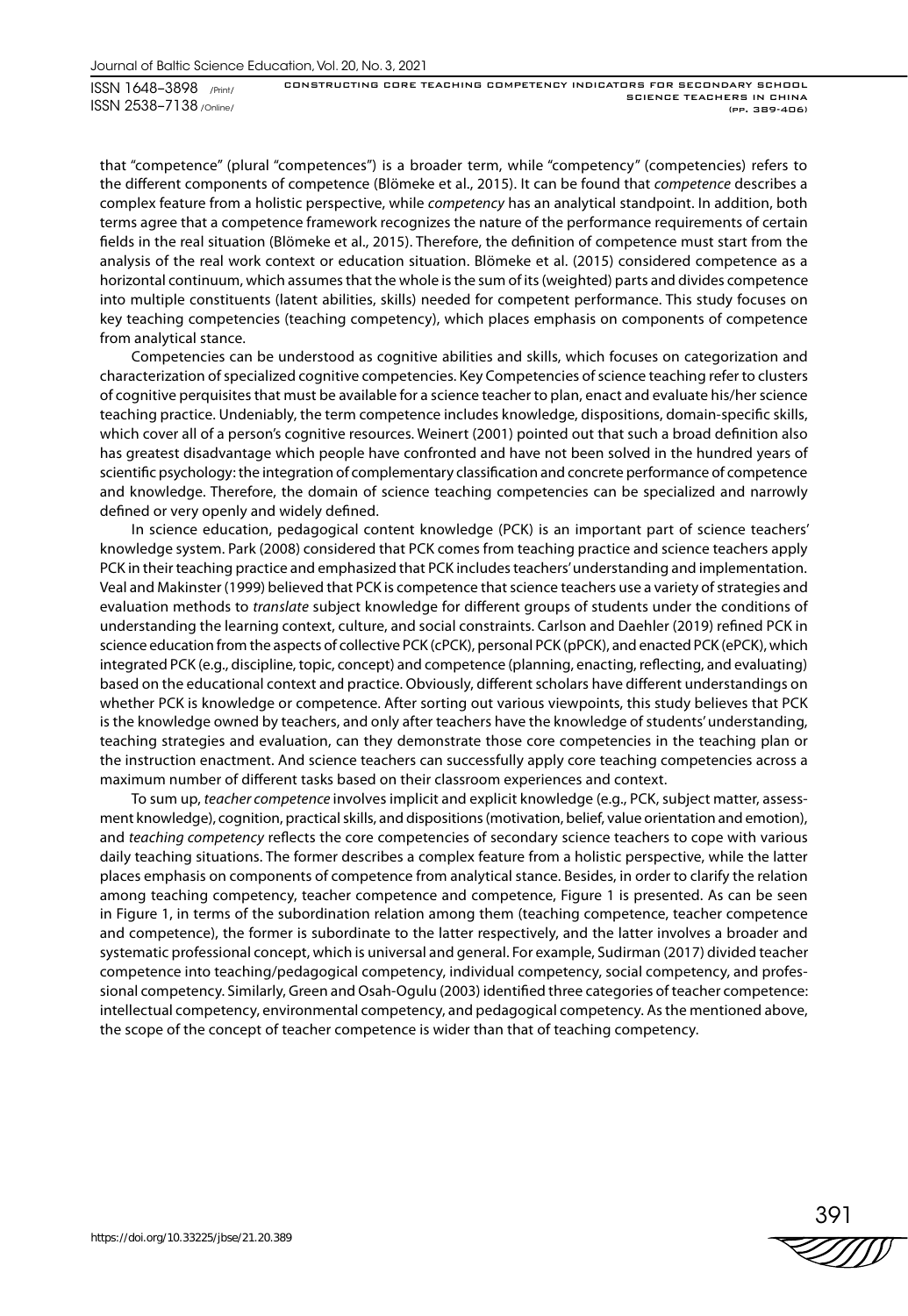that "competence" (plural "competences") is a broader term, while "competency" (competencies) refers to the different components of competence (Blömeke et al., 2015). It can be found that *competence* describes a complex feature from a holistic perspective, while *competency* has an analytical standpoint. In addition, both terms agree that a competence framework recognizes the nature of the performance requirements of certain fields in the real situation (Blömeke et al., 2015). Therefore, the definition of competence must start from the analysis of the real work context or education situation. Blömeke et al. (2015) considered competence as a horizontal continuum, which assumes that the whole is the sum of its (weighted) parts and divides competence into multiple constituents (latent abilities, skills) needed for competent performance. This study focuses on key teaching competencies (teaching competency), which places emphasis on components of competence from analytical stance.

Competencies can be understood as cognitive abilities and skills, which focuses on categorization and characterization of specialized cognitive competencies. Key Competencies of science teaching refer to clusters of cognitive perquisites that must be available for a science teacher to plan, enact and evaluate his/her science teaching practice. Undeniably, the term competence includes knowledge, dispositions, domain-specific skills, which cover all of a person's cognitive resources. Weinert (2001) pointed out that such a broad definition also has greatest disadvantage which people have confronted and have not been solved in the hundred years of scientific psychology: the integration of complementary classification and concrete performance of competence and knowledge. Therefore, the domain of science teaching competencies can be specialized and narrowly defined or very openly and widely defined.

In science education, pedagogical content knowledge (PCK) is an important part of science teachers' knowledge system. Park (2008) considered that PCK comes from teaching practice and science teachers apply PCK in their teaching practice and emphasized that PCK includes teachers' understanding and implementation. Veal and Makinster (1999) believed that PCK is competence that science teachers use a variety of strategies and evaluation methods to *translate* subject knowledge for different groups of students under the conditions of understanding the learning context, culture, and social constraints. Carlson and Daehler (2019) refined PCK in science education from the aspects of collective PCK (cPCK), personal PCK (pPCK), and enacted PCK (ePCK), which integrated PCK (e.g., discipline, topic, concept) and competence (planning, enacting, reflecting, and evaluating) based on the educational context and practice. Obviously, different scholars have different understandings on whether PCK is knowledge or competence. After sorting out various viewpoints, this study believes that PCK is the knowledge owned by teachers, and only after teachers have the knowledge of students' understanding, teaching strategies and evaluation, can they demonstrate those core competencies in the teaching plan or the instruction enactment. And science teachers can successfully apply core teaching competencies across a maximum number of different tasks based on their classroom experiences and context.

To sum up, *teacher competence* involves implicit and explicit knowledge (e.g., PCK, subject matter, assessment knowledge), cognition, practical skills, and dispositions (motivation, belief, value orientation and emotion), and *teaching competency* reflects the core competencies of secondary science teachers to cope with various daily teaching situations. The former describes a complex feature from a holistic perspective, while the latter places emphasis on components of competence from analytical stance. Besides, in order to clarify the relation among teaching competency, teacher competence and competence, Figure 1 is presented. As can be seen in Figure 1, in terms of the subordination relation among them (teaching competence, teacher competence and competence), the former is subordinate to the latter respectively, and the latter involves a broader and systematic professional concept, which is universal and general. For example, Sudirman (2017) divided teacher competence into teaching/pedagogical competency, individual competency, social competency, and professional competency. Similarly, Green and Osah-Ogulu (2003) identified three categories of teacher competence: intellectual competency, environmental competency, and pedagogical competency. As the mentioned above, the scope of the concept of teacher competence is wider than that of teaching competency.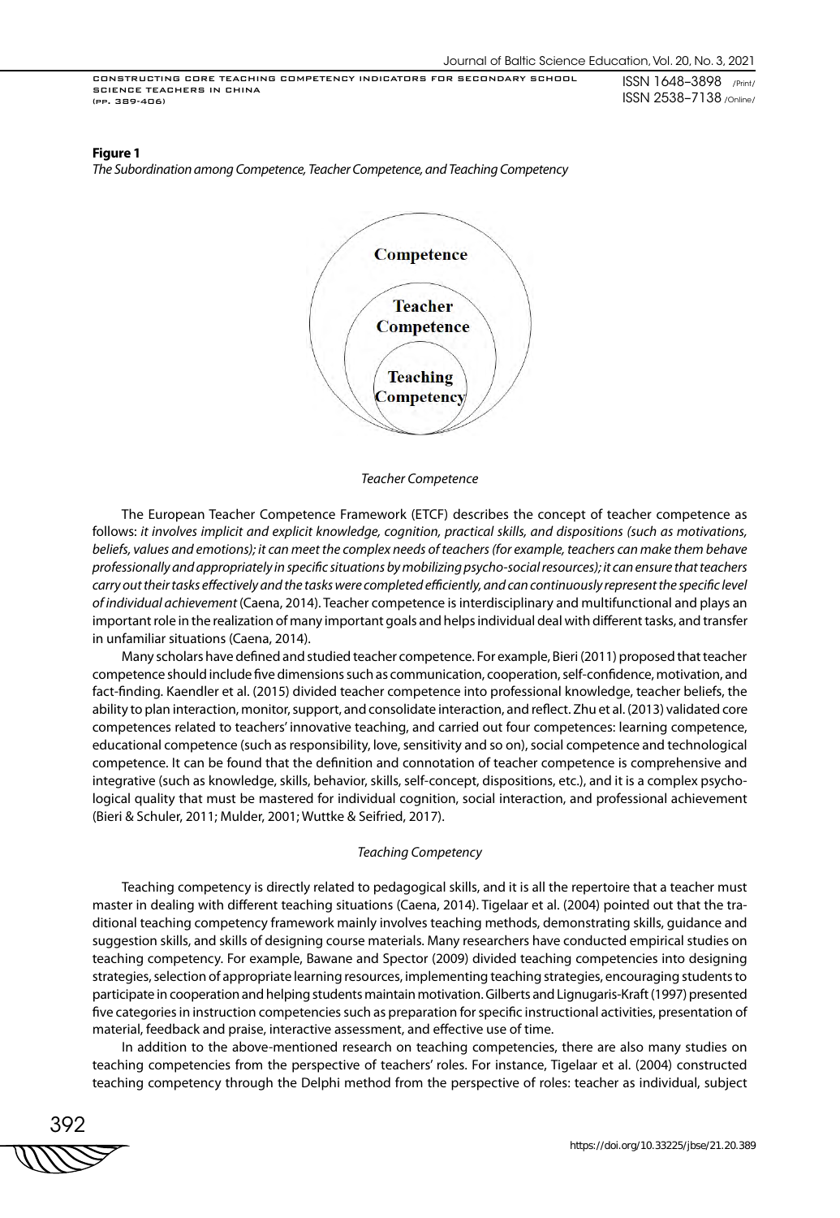**Figure 1**

*The Subordination among Competence, Teacher Competence, and Teaching Competency*

Competence

Teacher Competence

Teaching Competency

*Teacher Competence*

The European Teacher Competence Framework (ETCF) describes the concept of teacher competence as follows: *it involves implicit and explicit knowledge, cognition, practical skills, and dispositions (such as motivations, beliefs, values and emotions); it can meet the complex needs of teachers (for example, teachers can make them behave professionally and appropriately in specific situations by mobilizing psycho-social resources); it can ensure that teachers carry out their tasks effectively and the tasks were completed efficiently, and can continuously represent the specific level of individual achievement* (Caena, 2014). Teacher competence is interdisciplinary and multifunctional and plays an important role in the realization of many important goals and helps individual deal with different tasks, and transfer in unfamiliar situations (Caena, 2014).

Many scholars have defined and studied teacher competence. For example, Bieri (2011) proposed that teacher competence should include five dimensions such as communication, cooperation, self-confidence, motivation, and fact-finding. Kaendler et al. (2015) divided teacher competence into professional knowledge, teacher beliefs, the ability to plan interaction, monitor, support, and consolidate interaction, and reflect. Zhu et al. (2013) validated core competences related to teachers' innovative teaching, and carried out four competences: learning competence, educational competence (such as responsibility, love, sensitivity and so on), social competence and technological competence. It can be found that the definition and connotation of teacher competence is comprehensive and integrative (such as knowledge, skills, behavior, skills, self-concept, dispositions, etc.), and it is a complex psychological quality that must be mastered for individual cognition, social interaction, and professional achievement (Bieri & Schuler, 2011; Mulder, 2001; Wuttke & Seifried, 2017).

*Teaching Competency*

Teaching competency is directly related to pedagogical skills, and it is all the repertoire that a teacher must master in dealing with different teaching situations (Caena, 2014). Tigelaar et al. (2004) pointed out that the traditional teaching competency framework mainly involves teaching methods, demonstrating skills, guidance and suggestion skills, and skills of designing course materials. Many researchers have conducted empirical studies on teaching competency. For example, Bawane and Spector (2009) divided teaching competencies into designing strategies, selection of appropriate learning resources, implementing teaching strategies, encouraging students to participate in cooperation and helping students maintain motivation. Gilberts and Lignugaris-Kraft (1997) presented five categories in instruction competencies such as preparation for specific instructional activities, presentation of material, feedback and praise, interactive assessment, and effective use of time.

In addition to the above-mentioned research on teaching competencies, there are also many studies on teaching competencies from the perspective of teachers' roles. For instance, Tigelaar et al. (2004) constructed teaching competency through the Delphi method from the perspective of roles: teacher as individual, subject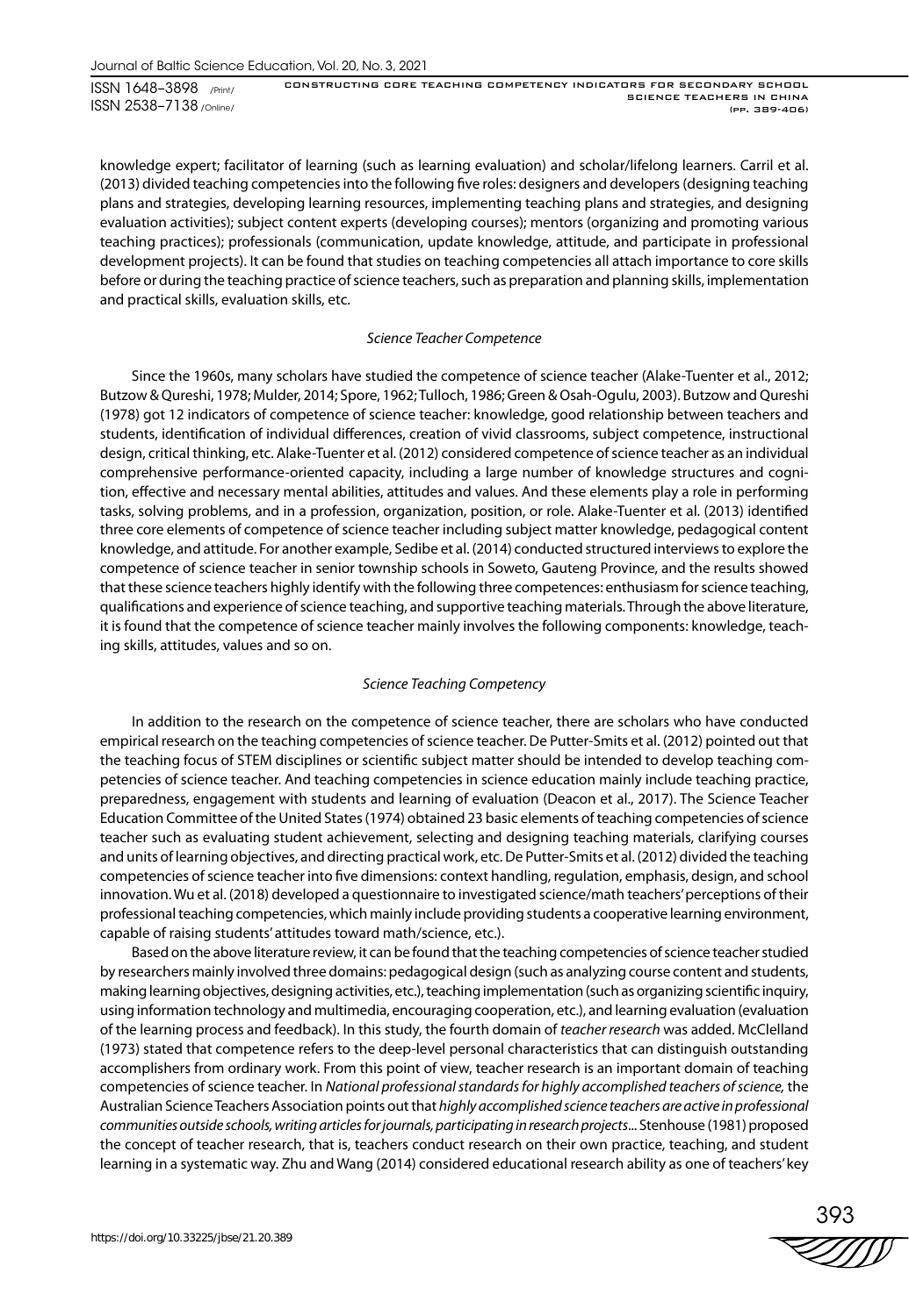knowledge expert; facilitator of learning (such as learning evaluation) and scholar/lifelong learners. Carril et al. (2013) divided teaching competencies into the following five roles: designers and developers (designing teaching plans and strategies, developing learning resources, implementing teaching plans and strategies, and designing evaluation activities); subject content experts (developing courses); mentors (organizing and promoting various teaching practices); professionals (communication, update knowledge, attitude, and participate in professional development projects). It can be found that studies on teaching competencies all attach importance to core skills before or during the teaching practice of science teachers, such as preparation and planning skills, implementation and practical skills, evaluation skills, etc.

*Science Teacher Competence*

Since the 1960s, many scholars have studied the competence of science teacher (Alake-Tuenter et al., 2012; Butzow & Qureshi, 1978; Mulder, 2014; Spore, 1962; Tulloch, 1986; Green & Osah-Ogulu, 2003). Butzow and Qureshi (1978) got 12 indicators of competence of science teacher: knowledge, good relationship between teachers and students, identification of individual differences, creation of vivid classrooms, subject competence, instructional design, critical thinking, etc. Alake-Tuenter et al. (2012) considered competence of science teacher as an individual comprehensive performance-oriented capacity, including a large number of knowledge structures and cognition, effective and necessary mental abilities, attitudes and values. And these elements play a role in performing tasks, solving problems, and in a profession, organization, position, or role. Alake-Tuenter et al. (2013) identified three core elements of competence of science teacher including subject matter knowledge, pedagogical content knowledge, and attitude. For another example, Sedibe et al. (2014) conducted structured interviews to explore the competence of science teacher in senior township schools in Soweto, Gauteng Province, and the results showed that these science teachers highly identify with the following three competences: enthusiasm for science teaching, qualifications and experience of science teaching, and supportive teaching materials. Through the above literature, it is found that the competence of science teacher mainly involves the following components: knowledge, teaching skills, attitudes, values and so on.

*Science Teaching Competency*

In addition to the research on the competence of science teacher, there are scholars who have conducted empirical research on the teaching competencies of science teacher. De Putter-Smits et al. (2012) pointed out that the teaching focus of STEM disciplines or scientific subject matter should be intended to develop teaching competencies of science teacher. And teaching competencies in science education mainly include teaching practice, preparedness, engagement with students and learning of evaluation (Deacon et al., 2017). The Science Teacher Education Committee of the United States (1974) obtained 23 basic elements of teaching competencies of science teacher such as evaluating student achievement, selecting and designing teaching materials, clarifying courses and units of learning objectives, and directing practical work, etc. De Putter-Smits et al. (2012) divided the teaching competencies of science teacher into five dimensions: context handling, regulation, emphasis, design, and school innovation. Wu et al. (2018) developed a questionnaire to investigated science/math teachers' perceptions of their professional teaching competencies, which mainly include providing students a cooperative learning environment, capable of raising students' attitudes toward math/science, etc.).

Based on the above literature review, it can be found that the teaching competencies of science teacher studied by researchers mainly involved three domains: pedagogical design (such as analyzing course content and students, making learning objectives, designing activities, etc.), teaching implementation (such as organizing scientific inquiry, using information technology and multimedia, encouraging cooperation, etc.), and learning evaluation (evaluation of the learning process and feedback). In this study, the fourth domain of *teacher research* was added. McClelland (1973) stated that competence refers to the deep-level personal characteristics that can distinguish outstanding accomplishers from ordinary work. From this point of view, teacher research is an important domain of teaching competencies of science teacher. In *National professional standards for highly accomplished teachers of science,* the Australian Science Teachers Association points out that *highly accomplished science teachers are active in professional communities outside schools, writing articles for journals, participating in research projects*... Stenhouse (1981) proposed the concept of teacher research, that is, teachers conduct research on their own practice, teaching, and student learning in a systematic way. Zhu and Wang (2014) considered educational research ability as one of teachers' key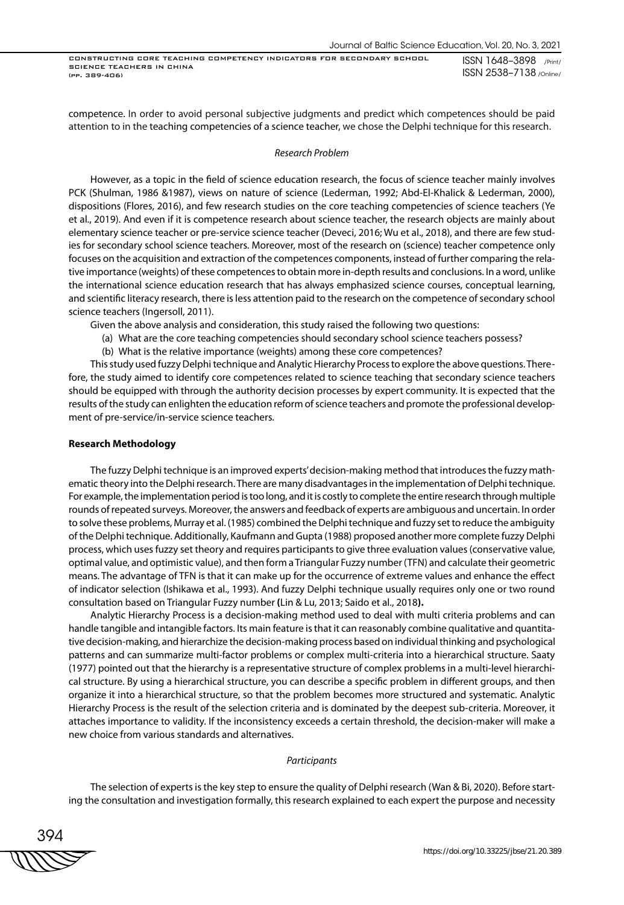competence. In order to avoid personal subjective judgments and predict which competences should be paid attention to in the teaching competencies of a science teacher, we chose the Delphi technique for this research.

### *Research Problem*

However, as a topic in the field of science education research, the focus of science teacher mainly involves PCK (Shulman, 1986 &1987), views on nature of science (Lederman, 1992; Abd-El-Khalick & Lederman, 2000), dispositions (Flores, 2016), and few research studies on the core teaching competencies of science teachers (Ye et al., 2019). And even if it is competence research about science teacher, the research objects are mainly about elementary science teacher or pre-service science teacher (Deveci, 2016; Wu et al., 2018), and there are few studies for secondary school science teachers. Moreover, most of the research on (science) teacher competence only focuses on the acquisition and extraction of the competences components, instead of further comparing the relative importance (weights) of these competences to obtain more in-depth results and conclusions. In a word, unlike the international science education research that has always emphasized science courses, conceptual learning, and scientific literacy research, there is less attention paid to the research on the competence of secondary school science teachers (Ingersoll, 2011).

Given the above analysis and consideration, this study raised the following two questions:

(a) What are the core teaching competencies should secondary school science teachers possess?
(b) What is the relative importance (weights) among these core competences?

This study used fuzzy Delphi technique and Analytic Hierarchy Process to explore the above questions. Therefore, the study aimed to identify core competences related to science teaching that secondary science teachers should be equipped with through the authority decision processes by expert community. It is expected that the results of the study can enlighten the education reform of science teachers and promote the professional development of pre-service/in-service science teachers.

## **Research Methodology**

The fuzzy Delphi technique is an improved experts' decision-making method that introduces the fuzzy mathematic theory into the Delphi research. There are many disadvantages in the implementation of Delphi technique. For example, the implementation period is too long, and it is costly to complete the entire research through multiple rounds of repeated surveys. Moreover, the answers and feedback of experts are ambiguous and uncertain. In order to solve these problems, Murray et al. (1985) combined the Delphi technique and fuzzy set to reduce the ambiguity of the Delphi technique. Additionally, Kaufmann and Gupta (1988) proposed another more complete fuzzy Delphi process, which uses fuzzy set theory and requires participants to give three evaluation values (conservative value, optimal value, and optimistic value), and then form a Triangular Fuzzy number (TFN) and calculate their geometric means. The advantage of TFN is that it can make up for the occurrence of extreme values and enhance the effect of indicator selection (Ishikawa et al., 1993). And fuzzy Delphi technique usually requires only one or two round consultation based on Triangular Fuzzy number (Lin & Lu, 2013; Saido et al., 2018).

Analytic Hierarchy Process is a decision-making method used to deal with multi criteria problems and can handle tangible and intangible factors. Its main feature is that it can reasonably combine qualitative and quantitative decision-making, and hierarchize the decision-making process based on individual thinking and psychological patterns and can summarize multi-factor problems or complex multi-criteria into a hierarchical structure. Saaty (1977) pointed out that the hierarchy is a representative structure of complex problems in a multi-level hierarchical structure. By using a hierarchical structure, you can describe a specific problem in different groups, and then organize it into a hierarchical structure, so that the problem becomes more structured and systematic. Analytic Hierarchy Process is the result of the selection criteria and is dominated by the deepest sub-criteria. Moreover, it attaches importance to validity. If the inconsistency exceeds a certain threshold, the decision-maker will make a new choice from various standards and alternatives.

### *Participants*

The selection of experts is the key step to ensure the quality of Delphi research (Wan & Bi, 2020). Before starting the consultation and investigation formally, this research explained to each expert the purpose and necessity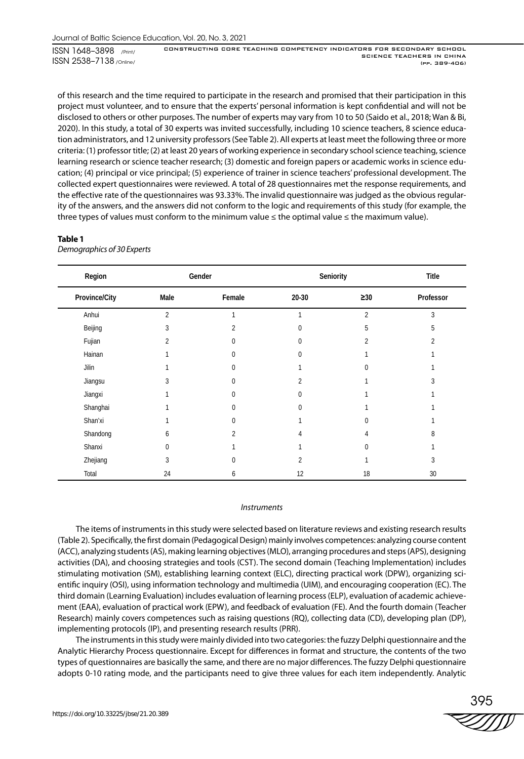of this research and the time required to participate in the research and promised that their participation in this project must volunteer, and to ensure that the experts' personal information is kept confidential and will not be disclosed to others or other purposes. The number of experts may vary from 10 to 50 (Saido et al., 2018; Wan & Bi, 2020). In this study, a total of 30 experts was invited successfully, including 10 science teachers, 8 science education administrators, and 12 university professors (See Table 2). All experts at least meet the following three or more criteria: (1) professor title; (2) at least 20 years of working experience in secondary school science teaching, science learning research or science teacher research; (3) domestic and foreign papers or academic works in science education; (4) principal or vice principal; (5) experience of trainer in science teachers' professional development. The collected expert questionnaires were reviewed. A total of 28 questionnaires met the response requirements, and the effective rate of the questionnaires was 93.33%. The invalid questionnaire was judged as the obvious regularity of the answers, and the answers did not conform to the logic and requirements of this study (for example, the three types of values must conform to the minimum value ≤ the optimal value ≤ the maximum value).

**Table 1**

*Demographics of 30 Experts*

| Region | Gender | | Seniority | | Title |
|---|---|---|---|---|---|
| Province/City | Male | Female | 20-30 | ≥30 | Professor |
| Anhui | 2 | 1 | 1 | 2 | 3 |
| Beijing | 3 | 2 | 0 | 5 | 5 |
| Fujian | 2 | 0 | 0 | 2 | 2 |
| Hainan | 1 | 0 | 0 | 1 | 1 |
| Jilin | 1 | 0 | 1 | 0 | 1 |
| Jiangsu | 3 | 0 | 2 | 1 | 3 |
| Jiangxi | 1 | 0 | 0 | 1 | 1 |
| Shanghai | 1 | 0 | 0 | 1 | 1 |
| Shan'xi | 1 | 0 | 1 | 0 | 1 |
| Shandong | 6 | 2 | 4 | 4 | 8 |
| Shanxi | 0 | 1 | 1 | 0 | 1 |
| Zhejiang | 3 | 0 | 2 | 1 | 3 |
| Total | 24 | 6 | 12 | 18 | 30 |

*Instruments*

The items of instruments in this study were selected based on literature reviews and existing research results (Table 2). Specifically, the first domain (Pedagogical Design) mainly involves competences: analyzing course content (ACC), analyzing students (AS), making learning objectives (MLO), arranging procedures and steps (APS), designing activities (DA), and choosing strategies and tools (CST). The second domain (Teaching Implementation) includes stimulating motivation (SM), establishing learning context (ELC), directing practical work (DPW), organizing scientific inquiry (OSI), using information technology and multimedia (UIM), and encouraging cooperation (EC). The third domain (Learning Evaluation) includes evaluation of learning process (ELP), evaluation of academic achievement (EAA), evaluation of practical work (EPW), and feedback of evaluation (FE). And the fourth domain (Teacher Research) mainly covers competences such as raising questions (RQ), collecting data (CD), developing plan (DP), implementing protocols (IP), and presenting research results (PRR).

The instruments in this study were mainly divided into two categories: the fuzzy Delphi questionnaire and the Analytic Hierarchy Process questionnaire. Except for differences in format and structure, the contents of the two types of questionnaires are basically the same, and there are no major differences. The fuzzy Delphi questionnaire adopts 0-10 rating mode, and the participants need to give three values for each item independently. Analytic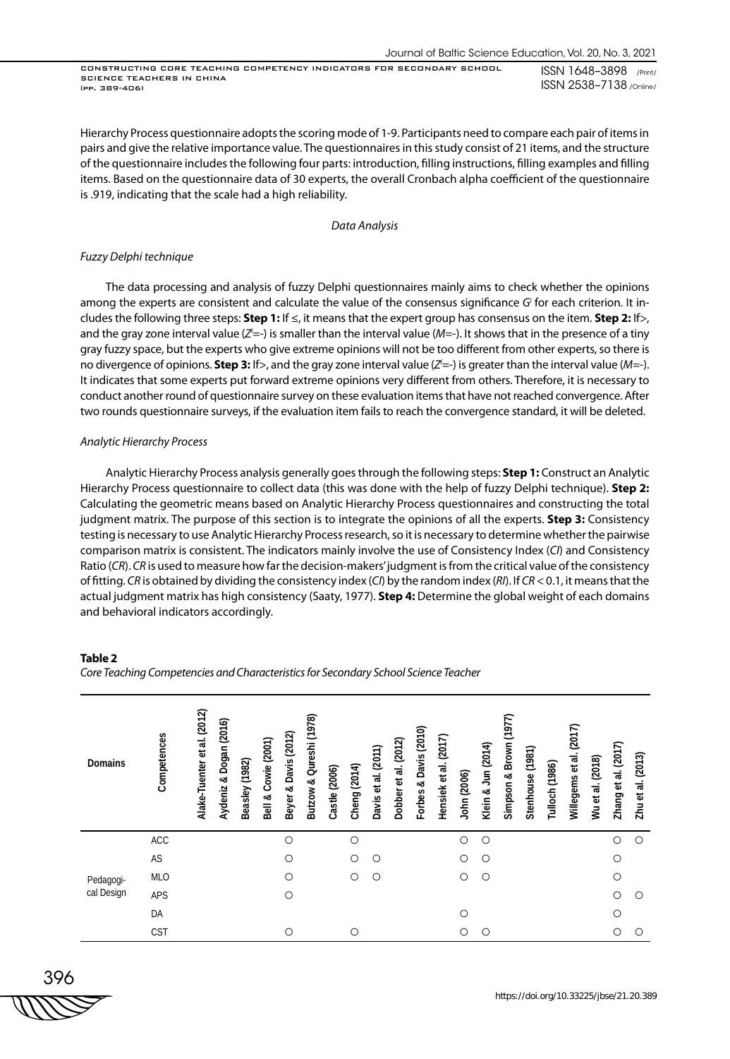Hierarchy Process questionnaire adopts the scoring mode of 1-9. Participants need to compare each pair of items in pairs and give the relative importance value. The questionnaires in this study consist of 21 items, and the structure of the questionnaire includes the following four parts: introduction, filling instructions, filling examples and filling items. Based on the questionnaire data of 30 experts, the overall Cronbach alpha coefficient of the questionnaire is .919, indicating that the scale had a high reliability.

*Data Analysis*

*Fuzzy Delphi technique*

The data processing and analysis of fuzzy Delphi questionnaires mainly aims to check whether the opinions among the experts are consistent and calculate the value of the consensus significance $G^i$ for each criterion. It includes the following three steps: **Step 1:** If ≤, it means that the expert group has consensus on the item. **Step 2:** If>, and the gray zone interval value ($Z^i$=-) is smaller than the interval value ($M$=-). It shows that in the presence of a tiny gray fuzzy space, but the experts who give extreme opinions will not be too different from other experts, so there is no divergence of opinions. **Step 3:** If>, and the gray zone interval value ($Z^i$=-) is greater than the interval value ($M$=-). It indicates that some experts put forward extreme opinions very different from others. Therefore, it is necessary to conduct another round of questionnaire survey on these evaluation items that have not reached convergence. After two rounds questionnaire surveys, if the evaluation item fails to reach the convergence standard, it will be deleted.

*Analytic Hierarchy Process*

Analytic Hierarchy Process analysis generally goes through the following steps: **Step 1:** Construct an Analytic Hierarchy Process questionnaire to collect data (this was done with the help of fuzzy Delphi technique). **Step 2:** Calculating the geometric means based on Analytic Hierarchy Process questionnaires and constructing the total judgment matrix. The purpose of this section is to integrate the opinions of all the experts. **Step 3:** Consistency testing is necessary to use Analytic Hierarchy Process research, so it is necessary to determine whether the pairwise comparison matrix is consistent. The indicators mainly involve the use of Consistency Index (*CI*) and Consistency Ratio (*CR*). *CR* is used to measure how far the decision-makers' judgment is from the critical value of the consistency of fitting. *CR* is obtained by dividing the consistency index (*CI*) by the random index (*RI*). If $CR < 0.1$, it means that the actual judgment matrix has high consistency (Saaty, 1977). **Step 4:** Determine the global weight of each domains and behavioral indicators accordingly.

**Table 2**
*Core Teaching Competencies and Characteristics for Secondary School Science Teacher*

| Domains | Competences | Alake-Tuenter et al. (2012) | Aydeniz & Dogan (2016) | Beasley (1982) | Bell & Cowie (2001) | Beyer & Davis (2012) | Butzow & Qureshi (1978) | Castle (2006) | Cheng (2014) | Davis et al. (2011) | Dobber et al. (2012) | Forbes & Davis (2010) | Hensiek et al. (2017) | John (2006) | Klein & Jun (2014) | Simpson & Brown (1977) | Stenhouse (1981) | Tulloch (1986) | Willegems et al. (2017) | Wu et al. (2018) | Zhang et al. (2017) | Zhu et al. (2013) |
|---|---|---|---|---|---|---|---|---|---|---|---|---|---|---|---|---|---|---|---|---|---|---|
| Pedagogical Design | ACC | | | | | ○ | | | ○ | | | | | ○ | ○ | | | | | | ○ | ○ |
| | AS | | | | | ○ | | | ○ | ○ | | | | ○ | ○ | | | | | | ○ | |
| | MLO | | | | | ○ | | | ○ | ○ | | | | ○ | ○ | | | | | | ○ | |
| | APS | | | | | ○ | | | | | | | | | | | | | | | ○ | ○ |
| | DA | | | | | | | | | | | | | ○ | | | | | | | ○ | |
| | CST | | | | | ○ | | | ○ | | | | | ○ | ○ | | | | | | ○ | ○ |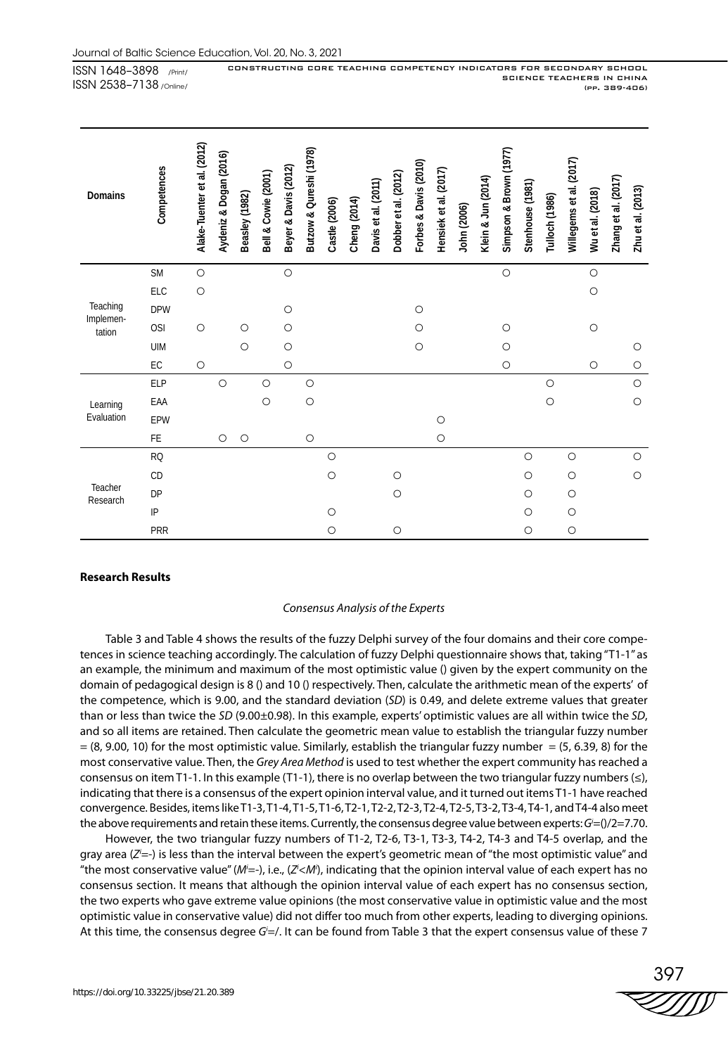| Domains | Competences | Alake-Tuenter et al. (2012) | Aydeniz & Dogan (2016) | Beasley (1982) | Bell & Cowie (2001) | Beyer & Davis (2012) | Butzow & Qureshi (1978) | Castle (2006) | Cheng (2014) | Davis et al. (2011) | Dobber et al. (2012) | Forbes & Davis (2010) | Hensiek et al. (2017) | John (2006) | Klein & Jun (2014) | Simpson & Brown (1977) | Stenhouse (1981) | Tulloch (1986) | Willegems et al. (2017) | Wu et al. (2018) | Zhang et al. (2017) | Zhu et al. (2013) |
|---|---|---|---|---|---|---|---|---|---|---|---|---|---|---|---|---|---|---|---|---|---|---|
| Teaching Implementation | SM | ○ | | | | ○ | | | | | | | | | | ○ | | | | ○ | | |
| | ELC | ○ | | | | | | | | | | | | | | | | | | ○ | | |
| | DPW | | | | | ○ | | | | | | ○ | | | | | | | | | | |
| | OSI | ○ | | ○ | | ○ | | | | | | ○ | | | | ○ | | | | ○ | | |
| | UIM | | | ○ | | ○ | | | | | | ○ | | | | ○ | | | | | | ○ |
| | EC | ○ | | | | ○ | | | | | | | | | | ○ | | | | ○ | | ○ |
| Learning Evaluation | ELP | | ○ | | ○ | | ○ | | | | | | | | | | | ○ | | | | ○ |
| | EAA | | | | ○ | | ○ | | | | | | | | | | | ○ | | | | ○ |
| | EPW | | | | | | | | | | | | ○ | | | | | | | | | |
| | FE | | ○ | ○ | | | ○ | | | | | | ○ | | | | | | | | | |
| Teacher Research | RQ | | | | | | | ○ | | | | | | | | | ○ | | ○ | | | ○ |
| | CD | | | | | | | ○ | | | ○ | | | | | | ○ | | ○ | | | ○ |
| | DP | | | | | | | | | | ○ | | | | | | ○ | | ○ | | | |
| | IP | | | | | | | ○ | | | | | | | | | ○ | | ○ | | | |
| | PRR | | | | | | | ○ | | | ○ | | | | | | ○ | | ○ | | | |

## Research Results

### *Consensus Analysis of the Experts*

Table 3 and Table 4 shows the results of the fuzzy Delphi survey of the four domains and their core competences in science teaching accordingly. The calculation of fuzzy Delphi questionnaire shows that, taking "T1-1" as an example, the minimum and maximum of the most optimistic value () given by the expert community on the domain of pedagogical design is 8 () and 10 () respectively. Then, calculate the arithmetic mean of the experts' of the competence, which is 9.00, and the standard deviation (*SD*) is 0.49, and delete extreme values that greater than or less than twice the *SD* (9.00±0.98). In this example, experts' optimistic values are all within twice the *SD*, and so all items are retained. Then calculate the geometric mean value to establish the triangular fuzzy number = (8, 9.00, 10) for the most optimistic value. Similarly, establish the triangular fuzzy number = (5, 6.39, 8) for the most conservative value. Then, the *Grey Area Method* is used to test whether the expert community has reached a consensus on item T1-1. In this example (T1-1), there is no overlap between the two triangular fuzzy numbers (≤), indicating that there is a consensus of the expert opinion interval value, and it turned out items T1-1 have reached convergence. Besides, items like T1-3, T1-4, T1-5, T1-6, T2-1, T2-2, T2-3, T2-4, T2-5, T3-2, T3-4, T4-1, and T4-4 also meet the above requirements and retain these items. Currently, the consensus degree value between experts: $G^i$=()/2=7.70.

However, the two triangular fuzzy numbers of T1-2, T2-6, T3-1, T3-3, T4-2, T4-3 and T4-5 overlap, and the gray area ($Z^i$=-) is less than the interval between the expert's geometric mean of "the most optimistic value" and "the most conservative value" ($M^i$=-), i.e., ($Z^i$<$M^i$), indicating that the opinion interval value of each expert has no consensus section. It means that although the opinion interval value of each expert has no consensus section, the two experts who gave extreme value opinions (the most conservative value in optimistic value and the most optimistic value in conservative value) did not differ too much from other experts, leading to diverging opinions. At this time, the consensus degree $G^i$=/. It can be found from Table 3 that the expert consensus value of these 7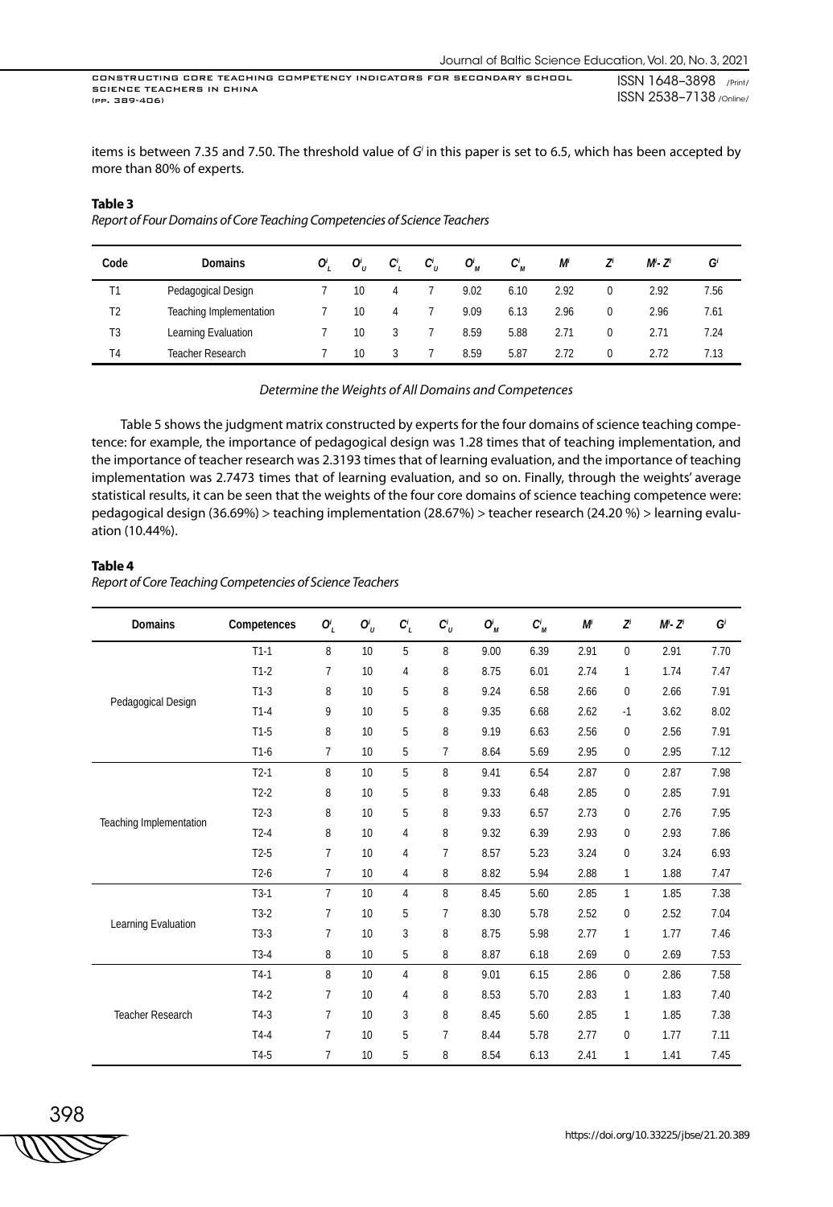items is between 7.35 and 7.50. The threshold value of $G^i$ in this paper is set to 6.5, which has been accepted by more than 80% of experts.

**Table 3**

*Report of Four Domains of Core Teaching Competencies of Science Teachers*

| Code | Domains | $O^i_L$ | $O^i_U$ | $C^i_L$ | $C^i_U$ | $O^i_M$ | $C^i_M$ | $M^i$ | $Z^i$ | $M^i$- $Z^i$ | $G^i$ |
|---|---|---|---|---|---|---|---|---|---|---|---|
| T1 | Pedagogical Design | 7 | 10 | 4 | 7 | 9.02 | 6.10 | 2.92 | 0 | 2.92 | 7.56 |
| T2 | Teaching Implementation | 7 | 10 | 4 | 7 | 9.09 | 6.13 | 2.96 | 0 | 2.96 | 7.61 |
| T3 | Learning Evaluation | 7 | 10 | 3 | 7 | 8.59 | 5.88 | 2.71 | 0 | 2.71 | 7.24 |
| T4 | Teacher Research | 7 | 10 | 3 | 7 | 8.59 | 5.87 | 2.72 | 0 | 2.72 | 7.13 |

*Determine the Weights of All Domains and Competences*

Table 5 shows the judgment matrix constructed by experts for the four domains of science teaching competence: for example, the importance of pedagogical design was 1.28 times that of teaching implementation, and the importance of teacher research was 2.3193 times that of learning evaluation, and the importance of teaching implementation was 2.7473 times that of learning evaluation, and so on. Finally, through the weights' average statistical results, it can be seen that the weights of the four core domains of science teaching competence were: pedagogical design (36.69%) > teaching implementation (28.67%) > teacher research (24.20 %) > learning evaluation (10.44%).

**Table 4**

*Report of Core Teaching Competencies of Science Teachers*

| Domains | Competences | $O^i_L$ | $O^i_U$ | $C^i_L$ | $C^i_U$ | $O^i_M$ | $C^i_M$ | $M^i$ | $Z^i$ | $M^i$- $Z^i$ | $G^i$ |
|---|---|---|---|---|---|---|---|---|---|---|---|
| Pedagogical Design | T1-1 | 8 | 10 | 5 | 8 | 9.00 | 6.39 | 2.91 | 0 | 2.91 | 7.70 |
| | T1-2 | 7 | 10 | 4 | 8 | 8.75 | 6.01 | 2.74 | 1 | 1.74 | 7.47 |
| | T1-3 | 8 | 10 | 5 | 8 | 9.24 | 6.58 | 2.66 | 0 | 2.66 | 7.91 |
| | T1-4 | 9 | 10 | 5 | 8 | 9.35 | 6.68 | 2.62 | -1 | 3.62 | 8.02 |
| | T1-5 | 8 | 10 | 5 | 8 | 9.19 | 6.63 | 2.56 | 0 | 2.56 | 7.91 |
| | T1-6 | 7 | 10 | 5 | 7 | 8.64 | 5.69 | 2.95 | 0 | 2.95 | 7.12 |
| Teaching Implementation | T2-1 | 8 | 10 | 5 | 8 | 9.41 | 6.54 | 2.87 | 0 | 2.87 | 7.98 |
| | T2-2 | 8 | 10 | 5 | 8 | 9.33 | 6.48 | 2.85 | 0 | 2.85 | 7.91 |
| | T2-3 | 8 | 10 | 5 | 8 | 9.33 | 6.57 | 2.73 | 0 | 2.76 | 7.95 |
| | T2-4 | 8 | 10 | 4 | 8 | 9.32 | 6.39 | 2.93 | 0 | 2.93 | 7.86 |
| | T2-5 | 7 | 10 | 4 | 7 | 8.57 | 5.23 | 3.24 | 0 | 3.24 | 6.93 |
| | T2-6 | 7 | 10 | 4 | 8 | 8.82 | 5.94 | 2.88 | 1 | 1.88 | 7.47 |
| Learning Evaluation | T3-1 | 7 | 10 | 4 | 8 | 8.45 | 5.60 | 2.85 | 1 | 1.85 | 7.38 |
| | T3-2 | 7 | 10 | 5 | 7 | 8.30 | 5.78 | 2.52 | 0 | 2.52 | 7.04 |
| | T3-3 | 7 | 10 | 3 | 8 | 8.75 | 5.98 | 2.77 | 1 | 1.77 | 7.46 |
| | T3-4 | 8 | 10 | 5 | 8 | 8.87 | 6.18 | 2.69 | 0 | 2.69 | 7.53 |
| Teacher Research | T4-1 | 8 | 10 | 4 | 8 | 9.01 | 6.15 | 2.86 | 0 | 2.86 | 7.58 |
| | T4-2 | 7 | 10 | 4 | 8 | 8.53 | 5.70 | 2.83 | 1 | 1.83 | 7.40 |
| | T4-3 | 7 | 10 | 3 | 8 | 8.45 | 5.60 | 2.85 | 1 | 1.85 | 7.38 |
| | T4-4 | 7 | 10 | 5 | 7 | 8.44 | 5.78 | 2.77 | 0 | 1.77 | 7.11 |
| | T4-5 | 7 | 10 | 5 | 8 | 8.54 | 6.13 | 2.41 | 1 | 1.41 | 7.45 |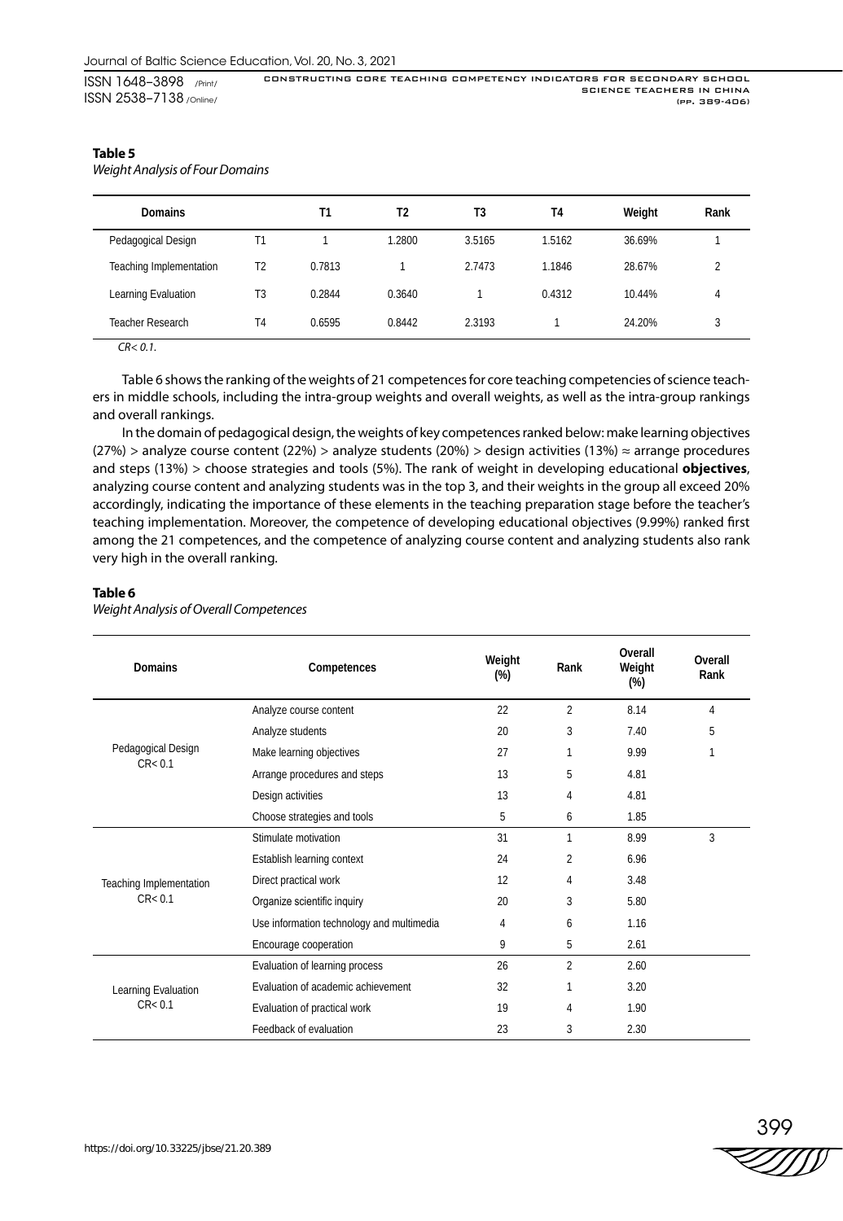**Table 5**

*Weight Analysis of Four Domains*

| Domains | | T1 | T2 | T3 | T4 | Weight | Rank |
|---|---|---|---|---|---|---|---|
| Pedagogical Design | T1 | 1 | 1.2800 | 3.5165 | 1.5162 | 36.69% | 1 |
| Teaching Implementation | T2 | 0.7813 | 1 | 2.7473 | 1.1846 | 28.67% | 2 |
| Learning Evaluation | T3 | 0.2844 | 0.3640 | 1 | 0.4312 | 10.44% | 4 |
| Teacher Research | T4 | 0.6595 | 0.8442 | 2.3193 | 1 | 24.20% | 3 |

*CR< 0.1.*

Table 6 shows the ranking of the weights of 21 competences for core teaching competencies of science teachers in middle schools, including the intra-group weights and overall weights, as well as the intra-group rankings and overall rankings.

In the domain of pedagogical design, the weights of key competences ranked below: make learning objectives (27%) > analyze course content (22%) > analyze students (20%) > design activities (13%) ≈ arrange procedures and steps (13%) > choose strategies and tools (5%). The rank of weight in developing educational **objectives**, analyzing course content and analyzing students was in the top 3, and their weights in the group all exceed 20% accordingly, indicating the importance of these elements in the teaching preparation stage before the teacher's teaching implementation. Moreover, the competence of developing educational objectives (9.99%) ranked first among the 21 competences, and the competence of analyzing course content and analyzing students also rank very high in the overall ranking.

**Table 6**

*Weight Analysis of Overall Competences*

| Domains | Competences | Weight (%) | Rank | Overall Weight (%) | Overall Rank |
|---|---|---|---|---|---|
| Pedagogical Design CR< 0.1 | Analyze course content | 22 | 2 | 8.14 | 4 |
| | Analyze students | 20 | 3 | 7.40 | 5 |
| | Make learning objectives | 27 | 1 | 9.99 | 1 |
| | Arrange procedures and steps | 13 | 5 | 4.81 | |
| | Design activities | 13 | 4 | 4.81 | |
| | Choose strategies and tools | 5 | 6 | 1.85 | |
| Teaching Implementation CR< 0.1 | Stimulate motivation | 31 | 1 | 8.99 | 3 |
| | Establish learning context | 24 | 2 | 6.96 | |
| | Direct practical work | 12 | 4 | 3.48 | |
| | Organize scientific inquiry | 20 | 3 | 5.80 | |
| | Use information technology and multimedia | 4 | 6 | 1.16 | |
| | Encourage cooperation | 9 | 5 | 2.61 | |
| Learning Evaluation CR< 0.1 | Evaluation of learning process | 26 | 2 | 2.60 | |
| | Evaluation of academic achievement | 32 | 1 | 3.20 | |
| | Evaluation of practical work | 19 | 4 | 1.90 | |
| | Feedback of evaluation | 23 | 3 | 2.30 | |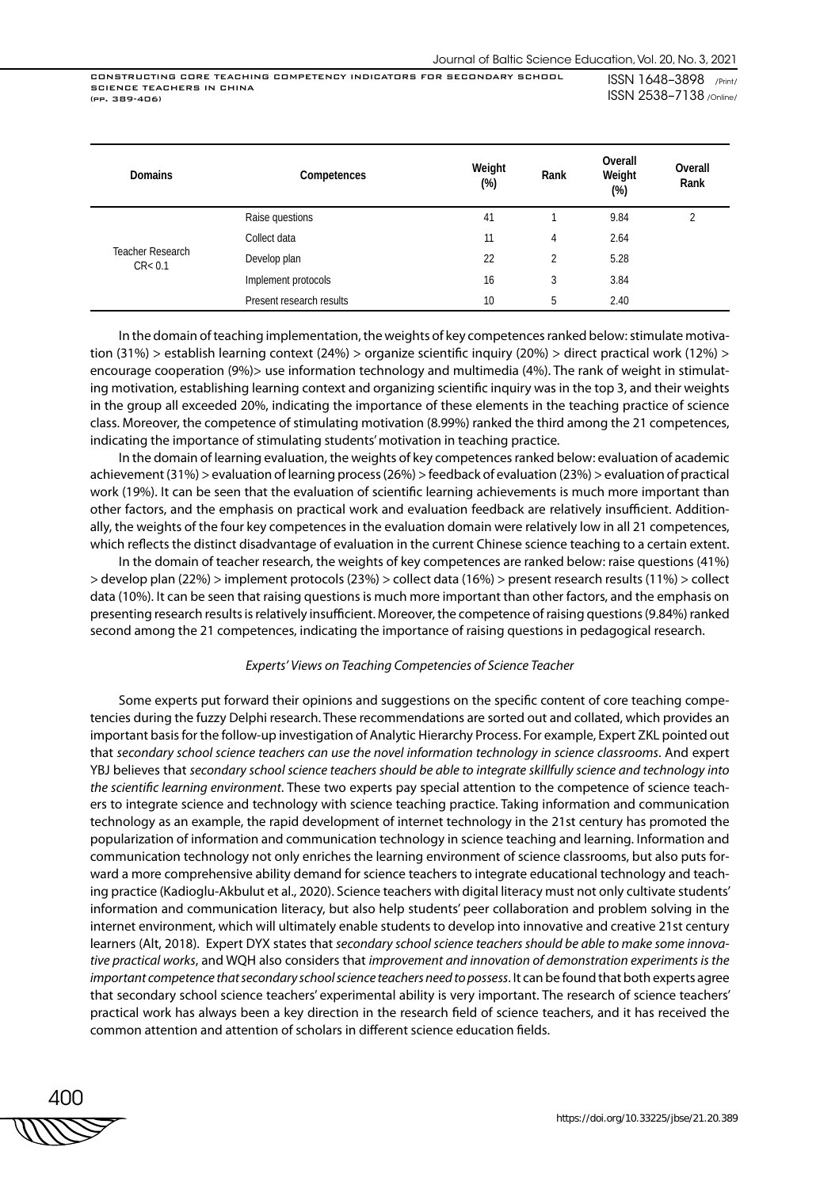| Domains | Competences | Weight (%) | Rank | Overall Weight (%) | Overall Rank |
|---|---|---|---|---|---|
| Teacher Research CR< 0.1 | Raise questions | 41 | 1 | 9.84 | 2 |
| | Collect data | 11 | 4 | 2.64 | |
| | Develop plan | 22 | 2 | 5.28 | |
| | Implement protocols | 16 | 3 | 3.84 | |
| | Present research results | 10 | 5 | 2.40 | |

In the domain of teaching implementation, the weights of key competences ranked below: stimulate motivation (31%) > establish learning context (24%) > organize scientific inquiry (20%) > direct practical work (12%) > encourage cooperation (9%)> use information technology and multimedia (4%). The rank of weight in stimulating motivation, establishing learning context and organizing scientific inquiry was in the top 3, and their weights in the group all exceeded 20%, indicating the importance of these elements in the teaching practice of science class. Moreover, the competence of stimulating motivation (8.99%) ranked the third among the 21 competences, indicating the importance of stimulating students' motivation in teaching practice.

In the domain of learning evaluation, the weights of key competences ranked below: evaluation of academic achievement (31%) > evaluation of learning process (26%) > feedback of evaluation (23%) > evaluation of practical work (19%). It can be seen that the evaluation of scientific learning achievements is much more important than other factors, and the emphasis on practical work and evaluation feedback are relatively insufficient. Additionally, the weights of the four key competences in the evaluation domain were relatively low in all 21 competences, which reflects the distinct disadvantage of evaluation in the current Chinese science teaching to a certain extent.

In the domain of teacher research, the weights of key competences are ranked below: raise questions (41%) > develop plan (22%) > implement protocols (23%) > collect data (16%) > present research results (11%) > collect data (10%). It can be seen that raising questions is much more important than other factors, and the emphasis on presenting research results is relatively insufficient. Moreover, the competence of raising questions (9.84%) ranked second among the 21 competences, indicating the importance of raising questions in pedagogical research.

*Experts' Views on Teaching Competencies of Science Teacher*

Some experts put forward their opinions and suggestions on the specific content of core teaching competencies during the fuzzy Delphi research. These recommendations are sorted out and collated, which provides an important basis for the follow-up investigation of Analytic Hierarchy Process. For example, Expert ZKL pointed out that *secondary school science teachers can use the novel information technology in science classrooms*. And expert YBJ believes that *secondary school science teachers should be able to integrate skillfully science and technology into the scientific learning environment*. These two experts pay special attention to the competence of science teachers to integrate science and technology with science teaching practice. Taking information and communication technology as an example, the rapid development of internet technology in the 21st century has promoted the popularization of information and communication technology in science teaching and learning. Information and communication technology not only enriches the learning environment of science classrooms, but also puts forward a more comprehensive ability demand for science teachers to integrate educational technology and teaching practice (Kadioglu-Akbulut et al., 2020). Science teachers with digital literacy must not only cultivate students' information and communication literacy, but also help students' peer collaboration and problem solving in the internet environment, which will ultimately enable students to develop into innovative and creative 21st century learners (Alt, 2018). Expert DYX states that *secondary school science teachers should be able to make some innovative practical works*, and WQH also considers that *improvement and innovation of demonstration experiments is the important competence that secondary school science teachers need to possess*. It can be found that both experts agree that secondary school science teachers' experimental ability is very important. The research of science teachers' practical work has always been a key direction in the research field of science teachers, and it has received the common attention and attention of scholars in different science education fields.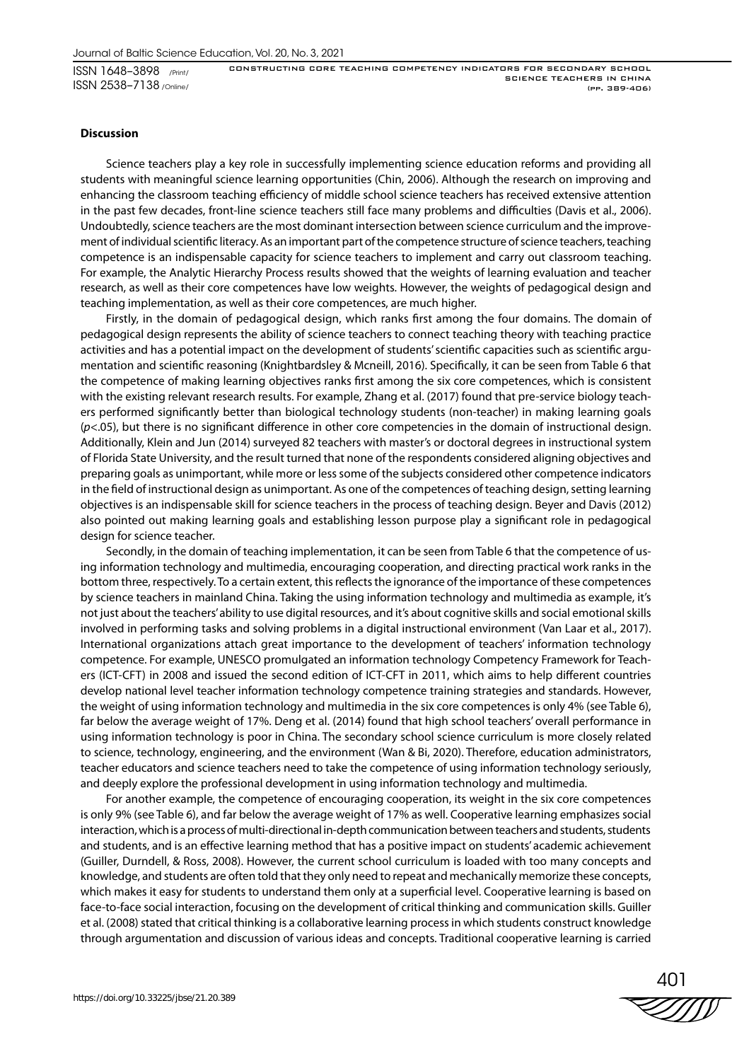**Discussion**

Science teachers play a key role in successfully implementing science education reforms and providing all students with meaningful science learning opportunities (Chin, 2006). Although the research on improving and enhancing the classroom teaching efficiency of middle school science teachers has received extensive attention in the past few decades, front-line science teachers still face many problems and difficulties (Davis et al., 2006). Undoubtedly, science teachers are the most dominant intersection between science curriculum and the improvement of individual scientific literacy. As an important part of the competence structure of science teachers, teaching competence is an indispensable capacity for science teachers to implement and carry out classroom teaching. For example, the Analytic Hierarchy Process results showed that the weights of learning evaluation and teacher research, as well as their core competences have low weights. However, the weights of pedagogical design and teaching implementation, as well as their core competences, are much higher.

Firstly, in the domain of pedagogical design, which ranks first among the four domains. The domain of pedagogical design represents the ability of science teachers to connect teaching theory with teaching practice activities and has a potential impact on the development of students' scientific capacities such as scientific argumentation and scientific reasoning (Knightbardsley & Mcneill, 2016). Specifically, it can be seen from Table 6 that the competence of making learning objectives ranks first among the six core competences, which is consistent with the existing relevant research results. For example, Zhang et al. (2017) found that pre-service biology teachers performed significantly better than biological technology students (non-teacher) in making learning goals ($p<.05$), but there is no significant difference in other core competencies in the domain of instructional design. Additionally, Klein and Jun (2014) surveyed 82 teachers with master's or doctoral degrees in instructional system of Florida State University, and the result turned that none of the respondents considered aligning objectives and preparing goals as unimportant, while more or less some of the subjects considered other competence indicators in the field of instructional design as unimportant. As one of the competences of teaching design, setting learning objectives is an indispensable skill for science teachers in the process of teaching design. Beyer and Davis (2012) also pointed out making learning goals and establishing lesson purpose play a significant role in pedagogical design for science teacher.

Secondly, in the domain of teaching implementation, it can be seen from Table 6 that the competence of using information technology and multimedia, encouraging cooperation, and directing practical work ranks in the bottom three, respectively. To a certain extent, this reflects the ignorance of the importance of these competences by science teachers in mainland China. Taking the using information technology and multimedia as example, it's not just about the teachers' ability to use digital resources, and it's about cognitive skills and social emotional skills involved in performing tasks and solving problems in a digital instructional environment (Van Laar et al., 2017). International organizations attach great importance to the development of teachers' information technology competence. For example, UNESCO promulgated an information technology Competency Framework for Teachers (ICT-CFT) in 2008 and issued the second edition of ICT-CFT in 2011, which aims to help different countries develop national level teacher information technology competence training strategies and standards. However, the weight of using information technology and multimedia in the six core competences is only 4% (see Table 6), far below the average weight of 17%. Deng et al. (2014) found that high school science teachers' overall performance in using information technology is poor in China. The secondary school science curriculum is more closely related to science, technology, engineering, and the environment (Wan & Bi, 2020). Therefore, education administrators, teacher educators and science teachers need to take the competence of using information technology seriously, and deeply explore the professional development in using information technology and multimedia.

For another example, the competence of encouraging cooperation, its weight in the six core competences is only 9% (see Table 6), and far below the average weight of 17% as well. Cooperative learning emphasizes social interaction, which is a process of multi-directional in-depth communication between teachers and students, students and students, and is an effective learning method that has a positive impact on students' academic achievement (Guiller, Durndell, & Ross, 2008). However, the current school curriculum is loaded with too many concepts and knowledge, and students are often told that they only need to repeat and mechanically memorize these concepts, which makes it easy for students to understand them only at a superficial level. Cooperative learning is based on face-to-face social interaction, focusing on the development of critical thinking and communication skills. Guiller et al. (2008) stated that critical thinking is a collaborative learning process in which students construct knowledge through argumentation and discussion of various ideas and concepts. Traditional cooperative learning is carried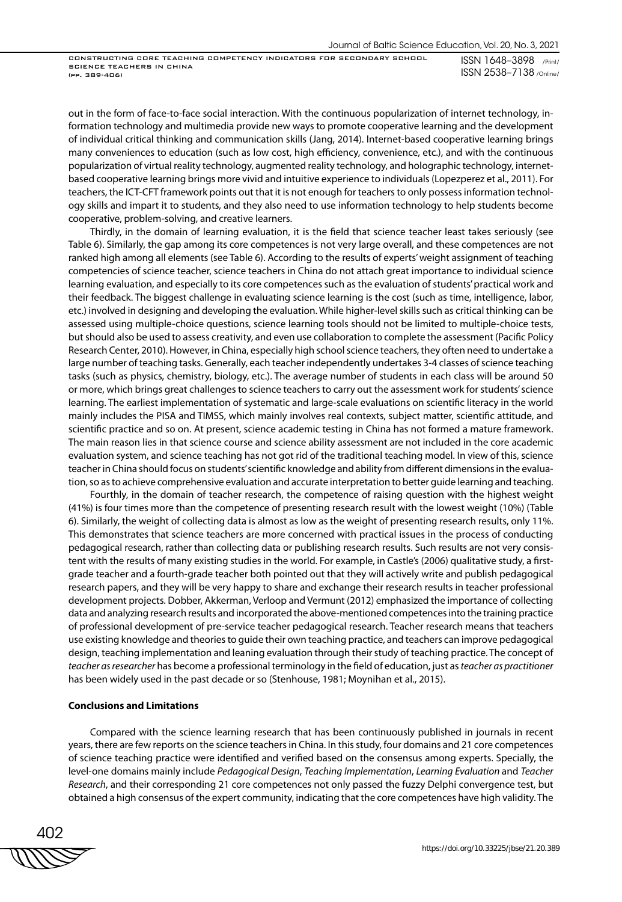out in the form of face-to-face social interaction. With the continuous popularization of internet technology, information technology and multimedia provide new ways to promote cooperative learning and the development of individual critical thinking and communication skills (Jang, 2014). Internet-based cooperative learning brings many conveniences to education (such as low cost, high efficiency, convenience, etc.), and with the continuous popularization of virtual reality technology, augmented reality technology, and holographic technology, internet-based cooperative learning brings more vivid and intuitive experience to individuals (Lopezperez et al., 2011). For teachers, the ICT-CFT framework points out that it is not enough for teachers to only possess information technology skills and impart it to students, and they also need to use information technology to help students become cooperative, problem-solving, and creative learners.

Thirdly, in the domain of learning evaluation, it is the field that science teacher least takes seriously (see Table 6). Similarly, the gap among its core competences is not very large overall, and these competences are not ranked high among all elements (see Table 6). According to the results of experts' weight assignment of teaching competencies of science teacher, science teachers in China do not attach great importance to individual science learning evaluation, and especially to its core competences such as the evaluation of students' practical work and their feedback. The biggest challenge in evaluating science learning is the cost (such as time, intelligence, labor, etc.) involved in designing and developing the evaluation. While higher-level skills such as critical thinking can be assessed using multiple-choice questions, science learning tools should not be limited to multiple-choice tests, but should also be used to assess creativity, and even use collaboration to complete the assessment (Pacific Policy Research Center, 2010). However, in China, especially high school science teachers, they often need to undertake a large number of teaching tasks. Generally, each teacher independently undertakes 3-4 classes of science teaching tasks (such as physics, chemistry, biology, etc.). The average number of students in each class will be around 50 or more, which brings great challenges to science teachers to carry out the assessment work for students' science learning. The earliest implementation of systematic and large-scale evaluations on scientific literacy in the world mainly includes the PISA and TIMSS, which mainly involves real contexts, subject matter, scientific attitude, and scientific practice and so on. At present, science academic testing in China has not formed a mature framework. The main reason lies in that science course and science ability assessment are not included in the core academic evaluation system, and science teaching has not got rid of the traditional teaching model. In view of this, science teacher in China should focus on students' scientific knowledge and ability from different dimensions in the evaluation, so as to achieve comprehensive evaluation and accurate interpretation to better guide learning and teaching.

Fourthly, in the domain of teacher research, the competence of raising question with the highest weight (41%) is four times more than the competence of presenting research result with the lowest weight (10%) (Table 6). Similarly, the weight of collecting data is almost as low as the weight of presenting research results, only 11%. This demonstrates that science teachers are more concerned with practical issues in the process of conducting pedagogical research, rather than collecting data or publishing research results. Such results are not very consistent with the results of many existing studies in the world. For example, in Castle's (2006) qualitative study, a first-grade teacher and a fourth-grade teacher both pointed out that they will actively write and publish pedagogical research papers, and they will be very happy to share and exchange their research results in teacher professional development projects. Dobber, Akkerman, Verloop and Vermunt (2012) emphasized the importance of collecting data and analyzing research results and incorporated the above-mentioned competences into the training practice of professional development of pre-service teacher pedagogical research. Teacher research means that teachers use existing knowledge and theories to guide their own teaching practice, and teachers can improve pedagogical design, teaching implementation and leaning evaluation through their study of teaching practice. The concept of *teacher as researcher* has become a professional terminology in the field of education, just as *teacher as practitioner* has been widely used in the past decade or so (Stenhouse, 1981; Moynihan et al., 2015).

## Conclusions and Limitations

Compared with the science learning research that has been continuously published in journals in recent years, there are few reports on the science teachers in China. In this study, four domains and 21 core competences of science teaching practice were identified and verified based on the consensus among experts. Specially, the level-one domains mainly include *Pedagogical Design*, *Teaching Implementation*, *Learning Evaluation* and *Teacher Research*, and their corresponding 21 core competences not only passed the fuzzy Delphi convergence test, but obtained a high consensus of the expert community, indicating that the core competences have high validity. The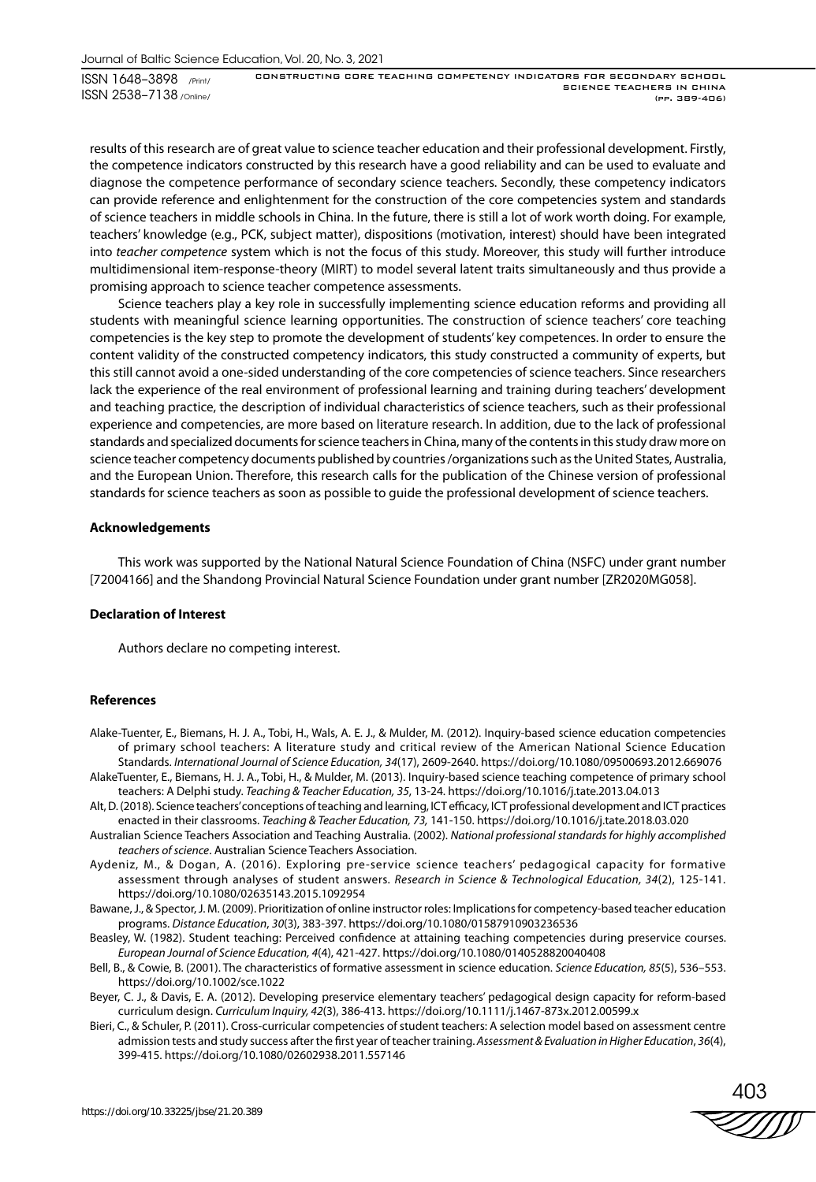results of this research are of great value to science teacher education and their professional development. Firstly, the competence indicators constructed by this research have a good reliability and can be used to evaluate and diagnose the competence performance of secondary science teachers. Secondly, these competency indicators can provide reference and enlightenment for the construction of the core competencies system and standards of science teachers in middle schools in China. In the future, there is still a lot of work worth doing. For example, teachers' knowledge (e.g., PCK, subject matter), dispositions (motivation, interest) should have been integrated into *teacher competence* system which is not the focus of this study. Moreover, this study will further introduce multidimensional item-response-theory (MIRT) to model several latent traits simultaneously and thus provide a promising approach to science teacher competence assessments.

Science teachers play a key role in successfully implementing science education reforms and providing all students with meaningful science learning opportunities. The construction of science teachers' core teaching competencies is the key step to promote the development of students' key competences. In order to ensure the content validity of the constructed competency indicators, this study constructed a community of experts, but this still cannot avoid a one-sided understanding of the core competencies of science teachers. Since researchers lack the experience of the real environment of professional learning and training during teachers' development and teaching practice, the description of individual characteristics of science teachers, such as their professional experience and competencies, are more based on literature research. In addition, due to the lack of professional standards and specialized documents for science teachers in China, many of the contents in this study draw more on science teacher competency documents published by countries /organizations such as the United States, Australia, and the European Union. Therefore, this research calls for the publication of the Chinese version of professional standards for science teachers as soon as possible to guide the professional development of science teachers.

## Acknowledgements

This work was supported by the National Natural Science Foundation of China (NSFC) under grant number [72004166] and the Shandong Provincial Natural Science Foundation under grant number [ZR2020MG058].

## Declaration of Interest

Authors declare no competing interest.

## References

Alake-Tuenter, E., Biemans, H. J. A., Tobi, H., Wals, A. E. J., & Mulder, M. (2012). Inquiry-based science education competencies of primary school teachers: A literature study and critical review of the American National Science Education Standards. *International Journal of Science Education, 34*(17), 2609-2640. https://doi.org/10.1080/09500693.2012.669076

AlakeTuenter, E., Biemans, H. J. A., Tobi, H., & Mulder, M. (2013). Inquiry-based science teaching competence of primary school teachers: A Delphi study. *Teaching & Teacher Education, 35*, 13-24. https://doi.org/10.1016/j.tate.2013.04.013

Alt, D. (2018). Science teachers' conceptions of teaching and learning, ICT efficacy, ICT professional development and ICT practices enacted in their classrooms. *Teaching & Teacher Education, 73,* 141-150. https://doi.org/10.1016/j.tate.2018.03.020

Australian Science Teachers Association and Teaching Australia. (2002). *National professional standards for highly accomplished teachers of science*. Australian Science Teachers Association.

Aydeniz, M., & Dogan, A. (2016). Exploring pre-service science teachers' pedagogical capacity for formative assessment through analyses of student answers. *Research in Science & Technological Education, 34*(2), 125-141. https://doi.org/10.1080/02635143.2015.1092954

Bawane, J., & Spector, J. M. (2009). Prioritization of online instructor roles: Implications for competency-based teacher education programs. *Distance Education*, *30*(3), 383-397. https://doi.org/10.1080/01587910903236536

Beasley, W. (1982). Student teaching: Perceived confidence at attaining teaching competencies during preservice courses. *European Journal of Science Education, 4*(4), 421-427. https://doi.org/10.1080/0140528820040408

Bell, B., & Cowie, B. (2001). The characteristics of formative assessment in science education. *Science Education, 85*(5), 536–553. https://doi.org/10.1002/sce.1022

Beyer, C. J., & Davis, E. A. (2012). Developing preservice elementary teachers' pedagogical design capacity for reform-based curriculum design. *Curriculum Inquiry, 42*(3), 386-413. https://doi.org/10.1111/j.1467-873x.2012.00599.x

Bieri, C., & Schuler, P. (2011). Cross-curricular competencies of student teachers: A selection model based on assessment centre admission tests and study success after the first year of teacher training. *Assessment & Evaluation in Higher Education*, *36*(4), 399-415. https://doi.org/10.1080/02602938.2011.557146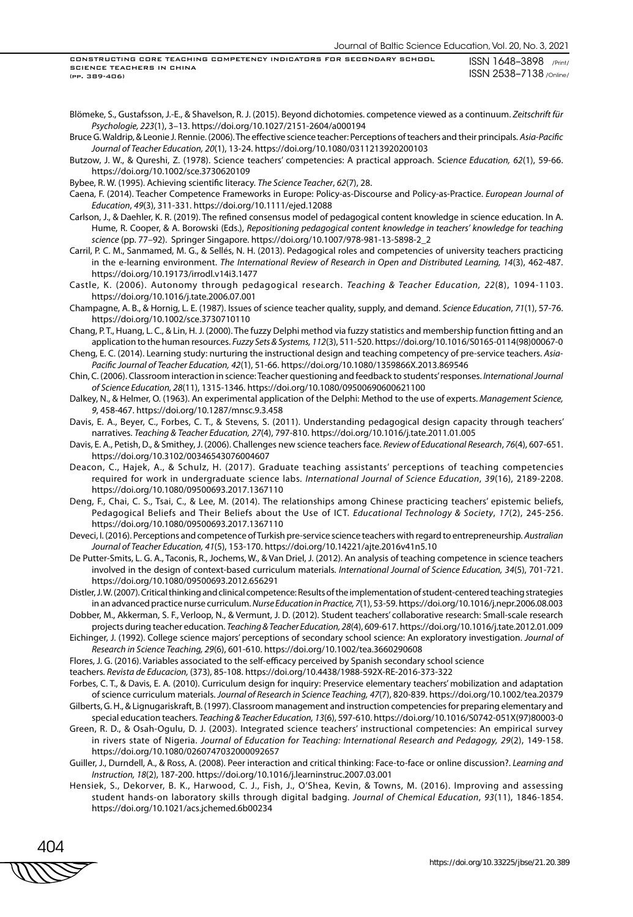Blömeke, S., Gustafsson, J.-E., & Shavelson, R. J. (2015). Beyond dichotomies. competence viewed as a continuum. *Zeitschrift für Psychologie, 223*(1), 3–13. https://doi.org/10.1027/2151-2604/a000194

Bruce G. Waldrip, & Leonie J. Rennie. (2006). The effective science teacher: Perceptions of teachers and their principals. *Asia-Pacific Journal of Teacher Education, 20*(1), 13-24. https://doi.org/10.1080/0311213920200103

Butzow, J. W., & Qureshi, Z. (1978). Science teachers' competencies: A practical approach. *Science Education, 62*(1), 59-66. https://doi.org/10.1002/sce.3730620109

Bybee, R. W. (1995). Achieving scientific literacy. *The Science Teacher*, *62*(7), 28.

Caena, F. (2014). Teacher Competence Frameworks in Europe: Policy-as-Discourse and Policy-as-Practice. *European Journal of Education*, *49*(3), 311-331. https://doi.org/10.1111/ejed.12088

Carlson, J., & Daehler, K. R. (2019). The refined consensus model of pedagogical content knowledge in science education. In A. Hume, R. Cooper, & A. Borowski (Eds.), *Repositioning pedagogical content knowledge in teachers' knowledge for teaching science* (pp. 77–92). Springer Singapore. https://doi.org/10.1007/978-981-13-5898-2_2

Carril, P. C. M., Sanmamed, M. G., & Sellés, N. H. (2013). Pedagogical roles and competencies of university teachers practicing in the e-learning environment. *The International Review of Research in Open and Distributed Learning, 14*(3), 462-487. https://doi.org/10.19173/irrodl.v14i3.1477

Castle, K. (2006). Autonomy through pedagogical research. *Teaching & Teacher Education, 22*(8), 1094-1103. https://doi.org/10.1016/j.tate.2006.07.001

Champagne, A. B., & Hornig, L. E. (1987). Issues of science teacher quality, supply, and demand. *Science Education*, *71*(1), 57-76. https://doi.org/10.1002/sce.3730710110

Chang, P. T., Huang, L. C., & Lin, H. J. (2000). The fuzzy Delphi method via fuzzy statistics and membership function fitting and an application to the human resources. *Fuzzy Sets & Systems, 112*(3), 511-520. https://doi.org/10.1016/S0165-0114(98)00067-0

Cheng, E. C. (2014). Learning study: nurturing the instructional design and teaching competency of pre-service teachers. *Asia-Pacific Journal of Teacher Education, 42*(1), 51-66. https://doi.org/10.1080/1359866X.2013.869546

Chin, C. (2006). Classroom interaction in science: Teacher questioning and feedback to students' responses. *International Journal of Science Education, 28*(11), 1315-1346. https://doi.org/10.1080/09500690600621100

Dalkey, N., & Helmer, O. (1963). An experimental application of the Delphi: Method to the use of experts. *Management Science, 9*, 458-467. https://doi.org/10.1287/mnsc.9.3.458

Davis, E. A., Beyer, C., Forbes, C. T., & Stevens, S. (2011). Understanding pedagogical design capacity through teachers' narratives. *Teaching & Teacher Education, 27*(4), 797-810. https://doi.org/10.1016/j.tate.2011.01.005

Davis, E. A., Petish, D., & Smithey, J. (2006). Challenges new science teachers face. *Review of Educational Research*, *76*(4), 607-651. https://doi.org/10.3102/00346543076004607

Deacon, C., Hajek, A., & Schulz, H. (2017). Graduate teaching assistants' perceptions of teaching competencies required for work in undergraduate science labs. *International Journal of Science Education*, *39*(16), 2189-2208. https://doi.org/10.1080/09500693.2017.1367110

Deng, F., Chai, C. S., Tsai, C., & Lee, M. (2014). The relationships among Chinese practicing teachers' epistemic beliefs, Pedagogical Beliefs and Their Beliefs about the Use of ICT. *Educational Technology & Society*, *17*(2), 245-256. https://doi.org/10.1080/09500693.2017.1367110

Deveci, I. (2016). Perceptions and competence of Turkish pre-service science teachers with regard to entrepreneurship. *Australian Journal of Teacher Education, 41*(5), 153-170. https://doi.org/10.14221/ajte.2016v41n5.10

De Putter-Smits, L. G. A., Taconis, R., Jochems, W., & Van Driel, J. (2012). An analysis of teaching competence in science teachers involved in the design of context-based curriculum materials. *International Journal of Science Education, 34*(5), 701-721. https://doi.org/10.1080/09500693.2012.656291

Distler, J. W. (2007). Critical thinking and clinical competence: Results of the implementation of student-centered teaching strategies in an advanced practice nurse curriculum. *Nurse Education in Practice, 7*(1), 53-59. https://doi.org/10.1016/j.nepr.2006.08.003

Dobber, M., Akkerman, S. F., Verloop, N., & Vermunt, J. D. (2012). Student teachers' collaborative research: Small-scale research projects during teacher education. *Teaching & Teacher Education, 28*(4), 609-617. https://doi.org/10.1016/j.tate.2012.01.009

Eichinger, J. (1992). College science majors' perceptions of secondary school science: An exploratory investigation. *Journal of Research in Science Teaching, 29*(6), 601-610. https://doi.org/10.1002/tea.3660290608

Flores, J. G. (2016). Variables associated to the self-efficacy perceived by Spanish secondary school science teachers. *Revista de Educacion,* (373), 85-108. https://doi.org/10.4438/1988-592X-RE-2016-373-322

Forbes, C. T., & Davis, E. A. (2010). Curriculum design for inquiry: Preservice elementary teachers' mobilization and adaptation of science curriculum materials. *Journal of Research in Science Teaching, 47*(7), 820-839. https://doi.org/10.1002/tea.20379

Gilberts, G. H., & Lignugariskraft, B. (1997). Classroom management and instruction competencies for preparing elementary and special education teachers. *Teaching & Teacher Education, 13*(6), 597-610. https://doi.org/10.1016/S0742-051X(97)80003-0

Green, R. D., & Osah-Ogulu, D. J. (2003). Integrated science teachers' instructional competencies: An empirical survey in rivers state of Nigeria. *Journal of Education for Teaching: International Research and Pedagogy, 29*(2), 149-158. https://doi.org/10.1080/0260747032000092657

Guiller, J., Durndell, A., & Ross, A. (2008). Peer interaction and critical thinking: Face-to-face or online discussion?. *Learning and Instruction, 18*(2), 187-200. https://doi.org/10.1016/j.learninstruc.2007.03.001

Hensiek, S., Dekorver, B. K., Harwood, C. J., Fish, J., O'Shea, Kevin, & Towns, M. (2016). Improving and assessing student hands-on laboratory skills through digital badging. *Journal of Chemical Education*, *93*(11), 1846-1854. https://doi.org/10.1021/acs.jchemed.6b00234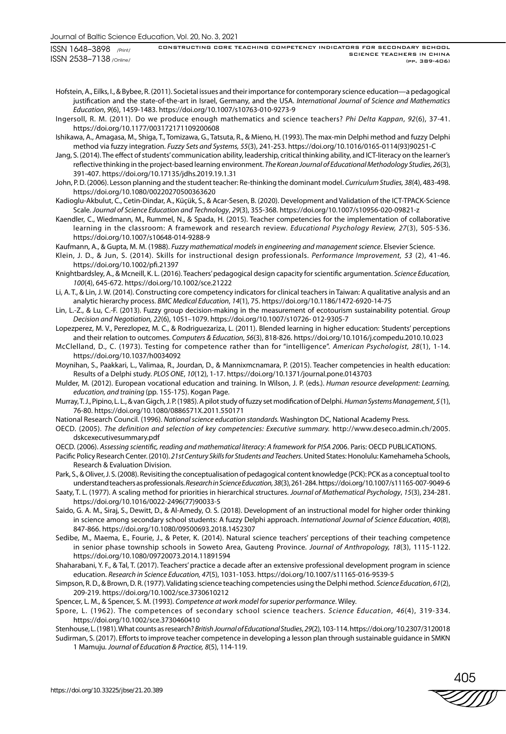Hofstein, A., Eilks, I., & Bybee, R. (2011). Societal issues and their importance for contemporary science education—a pedagogical justification and the state-of-the-art in Israel, Germany, and the USA. *International Journal of Science and Mathematics Education*, *9*(6), 1459-1483. https://doi.org/10.1007/s10763-010-9273-9

Ingersoll, R. M. (2011). Do we produce enough mathematics and science teachers? *Phi Delta Kappan*, *92*(6), 37-41. https://doi.org/10.1177/003172171109200608

Ishikawa, A., Amagasa, M., Shiga, T., Tomizawa, G., Tatsuta, R., & Mieno, H. (1993). The max-min Delphi method and fuzzy Delphi method via fuzzy integration. *Fuzzy Sets and Systems, 55*(3), 241-253. https://doi.org/10.1016/0165-0114(93)90251-C

Jang, S. (2014). The effect of students' communication ability, leadership, critical thinking ability, and ICT-literacy on the learner's reflective thinking in the project-based learning environment. *The Korean Journal of Educational Methodology Studies, 26*(3), 391-407. https://doi.org/10.17135/jdhs.2019.19.1.31

John, P. D. (2006). Lesson planning and the student teacher: Re-thinking the dominant model. *Curriculum Studies, 38*(4), 483-498. https://doi.org/10.1080/00220270500363620

Kadioglu-Akbulut, C., Cetin-Dindar, A., Küçük, S., & Acar-Sesen, B. (2020). Development and Validation of the ICT-TPACK-Science Scale. *Journal of Science Education and Technology*, *29*(3), 355-368. https://doi.org/10.1007/s10956-020-09821-z

Kaendler, C., Wiedmann, M., Rummel, N., & Spada, H. (2015). Teacher competencies for the implementation of collaborative learning in the classroom: A framework and research review. *Educational Psychology Review, 27*(3), 505-536. https://doi.org/10.1007/s10648-014-9288-9

Kaufmann, A., & Gupta, M. M. (1988). *Fuzzy mathematical models in engineering and management science*. Elsevier Science.

Klein, J. D., & Jun, S. (2014). Skills for instructional design professionals. *Performance Improvement, 53* (2), 41-46. https://doi.org/10.1002/pfi.21397

Knightbardsley, A., & Mcneill, K. L. (2016). Teachers' pedagogical design capacity for scientific argumentation. *Science Education, 100*(4), 645-672. https://doi.org/10.1002/sce.21222

Li, A. T., & Lin, J. W. (2014). Constructing core competency indicators for clinical teachers in Taiwan: A qualitative analysis and an analytic hierarchy process. *BMC Medical Education*, *14*(1), 75. https://doi.org/10.1186/1472-6920-14-75

Lin, L.-Z., & Lu, C.-F. (2013). Fuzzy group decision-making in the measurement of ecotourism sustainability potential. *Group Decision and Negotiation, 22*(6), 1051–1079. https://doi.org/10.1007/s10726- 012-9305-7

Lopezperez, M. V., Perezlopez, M. C., & Rodriguezariza, L. (2011). Blended learning in higher education: Students' perceptions and their relation to outcomes. *Computers & Education, 56*(3), 818-826. https://doi.org/10.1016/j.compedu.2010.10.023

McClelland, D., C. (1973). Testing for competence rather than for "intelligence". *American Psychologist*, *28*(1), 1-14. https://doi.org/10.1037/h0034092

Moynihan, S., Paakkari, L., Valimaa, R., Jourdan, D., & Mannixmcnamara, P. (2015). Teacher competencies in health education: Results of a Delphi study. *PLOS ONE*, *10*(12), 1-17. https://doi.org/10.1371/journal.pone.0143703

Mulder, M. (2012). European vocational education and training. In Wilson, J. P. (eds.). *Human resource development: Learning, education, and training* (pp. 155-175). Kogan Page.

Murray, T. J., Pipino, L. L., & van Gigch, J. P. (1985). A pilot study of fuzzy set modification of Delphi. *Human Systems Management*, *5* (1), 76-80. https://doi.org/10.1080/0886571X.2011.550171

National Research Council. (1996). *National science education standards.* Washington DC, National Academy Press.

OECD. (2005). *The definition and selection of key competencies: Executive summary.* http://www.deseco.admin.ch/2005.dskcexecutivesummary.pdf

OECD. (2006). *Assessing scientific, reading and mathematical literacy: A framework for PISA 2006*. Paris: OECD PUBLICATIONS.

Pacific Policy Research Center. (2010). *21st Century Skills for Students and Teachers*. United States: Honolulu: Kamehameha Schools, Research & Evaluation Division.

Park, S., & Oliver, J. S. (2008). Revisiting the conceptualisation of pedagogical content knowledge (PCK): PCK as a conceptual tool to understand teachers as professionals. *Research in Science Education, 38*(3), 261-284. https://doi.org/10.1007/s11165-007-9049-6

Saaty, T. L. (1977). A scaling method for priorities in hierarchical structures. *Journal of Mathematical Psychology*, *15*(3), 234-281. https://doi.org/10.1016/0022-2496(77)90033-5

Saido, G. A. M., Siraj, S., Dewitt, D., & Al-Amedy, O. S. (2018). Development of an instructional model for higher order thinking in science among secondary school students: A fuzzy Delphi approach. *International Journal of Science Education*, *40*(8), 847-866. https://doi.org/10.1080/09500693.2018.1452307

Sedibe, M., Maema, E., Fourie, J., & Peter, K. (2014). Natural science teachers' perceptions of their teaching competence in senior phase township schools in Soweto Area, Gauteng Province. *Journal of Anthropology, 18*(3), 1115-1122. https://doi.org/10.1080/09720073.2014.11891594

Shaharabani, Y. F., & Tal, T. (2017). Teachers' practice a decade after an extensive professional development program in science education. *Research in Science Education, 47*(5), 1031-1053. https://doi.org/10.1007/s11165-016-9539-5

Simpson, R. D., & Brown, D. R. (1977). Validating science teaching competencies using the Delphi method. *Science Education*, *61*(2), 209-219. https://doi.org/10.1002/sce.3730610212

Spencer, L. M., & Spencer, S. M. (1993). *Competence at work model for superior performance*. Wiley.

Spore, L. (1962). The competences of secondary school science teachers. *Science Education*, *46*(4), 319-334. https://doi.org/10.1002/sce.3730460410

Stenhouse, L. (1981). What counts as research? *British Journal of Educational Studies*, *29*(2), 103-114. https://doi.org/10.2307/3120018

Sudirman, S. (2017). Efforts to improve teacher competence in developing a lesson plan through sustainable guidance in SMKN 1 Mamuju. *Journal of Education & Practice, 8*(5), 114-119.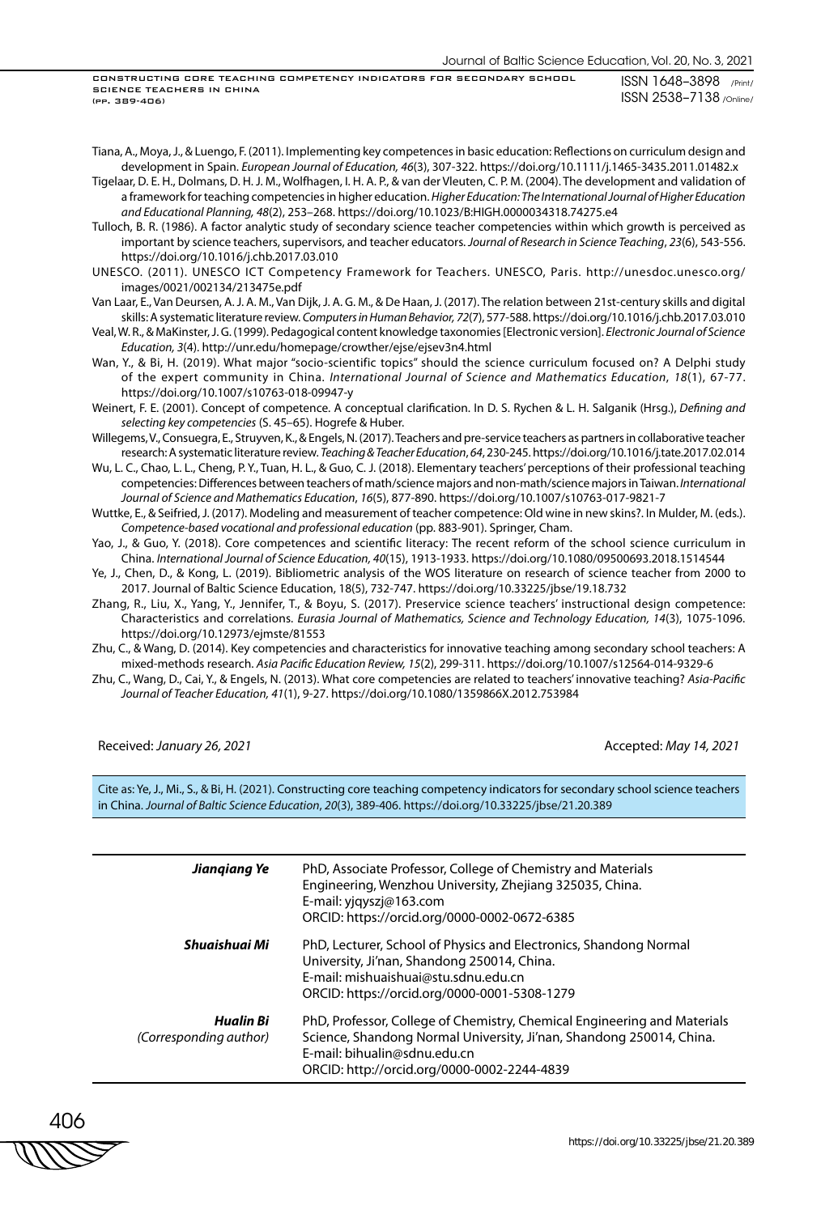Tiana, A., Moya, J., & Luengo, F. (2011). Implementing key competences in basic education: Reflections on curriculum design and development in Spain. *European Journal of Education, 46*(3), 307-322. https://doi.org/10.1111/j.1465-3435.2011.01482.x

Tigelaar, D. E. H., Dolmans, D. H. J. M., Wolfhagen, I. H. A. P., & van der Vleuten, C. P. M. (2004). The development and validation of a framework for teaching competencies in higher education. *Higher Education: The International Journal of Higher Education and Educational Planning, 48*(2), 253–268. https://doi.org/10.1023/B:HIGH.0000034318.74275.e4

Tulloch, B. R. (1986). A factor analytic study of secondary science teacher competencies within which growth is perceived as important by science teachers, supervisors, and teacher educators. *Journal of Research in Science Teaching*, *23*(6), 543-556. https://doi.org/10.1016/j.chb.2017.03.010

UNESCO. (2011). UNESCO ICT Competency Framework for Teachers. UNESCO, Paris. http://unesdoc.unesco.org/images/0021/002134/213475e.pdf

Van Laar, E., Van Deursen, A. J. A. M., Van Dijk, J. A. G. M., & De Haan, J. (2017). The relation between 21st-century skills and digital skills: A systematic literature review. *Computers in Human Behavior, 72*(7), 577-588. https://doi.org/10.1016/j.chb.2017.03.010

Veal, W. R., & MaKinster, J. G. (1999). Pedagogical content knowledge taxonomies [Electronic version]. *Electronic Journal of Science Education, 3*(4). http://unr.edu/homepage/crowther/ejse/ejsev3n4.html

Wan, Y., & Bi, H. (2019). What major "socio-scientific topics" should the science curriculum focused on? A Delphi study of the expert community in China. *International Journal of Science and Mathematics Education*, *18*(1), 67-77. https://doi.org/10.1007/s10763-018-09947-y

Weinert, F. E. (2001). Concept of competence. A conceptual clarification. In D. S. Rychen & L. H. Salganik (Hrsg.), *Defining and selecting key competencies* (S. 45–65). Hogrefe & Huber.

Willegems, V., Consuegra, E., Struyven, K., & Engels, N. (2017). Teachers and pre-service teachers as partners in collaborative teacher research: A systematic literature review. *Teaching & Teacher Education*, *64*, 230-245. https://doi.org/10.1016/j.tate.2017.02.014

Wu, L. C., Chao, L. L., Cheng, P. Y., Tuan, H. L., & Guo, C. J. (2018). Elementary teachers' perceptions of their professional teaching competencies: Differences between teachers of math/science majors and non-math/science majors in Taiwan. *International Journal of Science and Mathematics Education*, *16*(5), 877-890. https://doi.org/10.1007/s10763-017-9821-7

Wuttke, E., & Seifried, J. (2017). Modeling and measurement of teacher competence: Old wine in new skins?. In Mulder, M. (eds.). *Competence-based vocational and professional education* (pp. 883-901). Springer, Cham.

Yao, J., & Guo, Y. (2018). Core competences and scientific literacy: The recent reform of the school science curriculum in China. *International Journal of Science Education, 40*(15), 1913-1933. https://doi.org/10.1080/09500693.2018.1514544

Ye, J., Chen, D., & Kong, L. (2019). Bibliometric analysis of the WOS literature on research of science teacher from 2000 to 2017. Journal of Baltic Science Education, 18(5), 732-747. https://doi.org/10.33225/jbse/19.18.732

Zhang, R., Liu, X., Yang, Y., Jennifer, T., & Boyu, S. (2017). Preservice science teachers' instructional design competence: Characteristics and correlations. *Eurasia Journal of Mathematics, Science and Technology Education, 14*(3), 1075-1096. https://doi.org/10.12973/ejmste/81553

Zhu, C., & Wang, D. (2014). Key competencies and characteristics for innovative teaching among secondary school teachers: A mixed-methods research. *Asia Pacific Education Review, 15*(2), 299-311. https://doi.org/10.1007/s12564-014-9329-6

Zhu, C., Wang, D., Cai, Y., & Engels, N. (2013). What core competencies are related to teachers' innovative teaching? *Asia-Pacific Journal of Teacher Education, 41*(1), 9-27. https://doi.org/10.1080/1359866X.2012.753984

Received: *January 26, 2021* Accepted: *May 14, 2021*

Cite as: Ye, J., Mi., S., & Bi, H. (2021). Constructing core teaching competency indicators for secondary school science teachers in China. *Journal of Baltic Science Education*, *20*(3), 389-406. https://doi.org/10.33225/jbse/21.20.389

| | |
|---|---|
| ***Jianqiang Ye*** | PhD, Associate Professor, College of Chemistry and Materials Engineering, Wenzhou University, Zhejiang 325035, China. E-mail: yjqyszj@163.com ORCID: https://orcid.org/0000-0002-0672-6385 |
| ***Shuaishuai Mi*** | PhD, Lecturer, School of Physics and Electronics, Shandong Normal University, Ji'nan, Shandong 250014, China. E-mail: mishuaishuai@stu.sdnu.edu.cn ORCID: https://orcid.org/0000-0001-5308-1279 |
| ***Hualin Bi*** *(Corresponding author)* | PhD, Professor, College of Chemistry, Chemical Engineering and Materials Science, Shandong Normal University, Ji'nan, Shandong 250014, China. E-mail: bihualin@sdnu.edu.cn ORCID: http://orcid.org/0000-0002-2244-4839 |